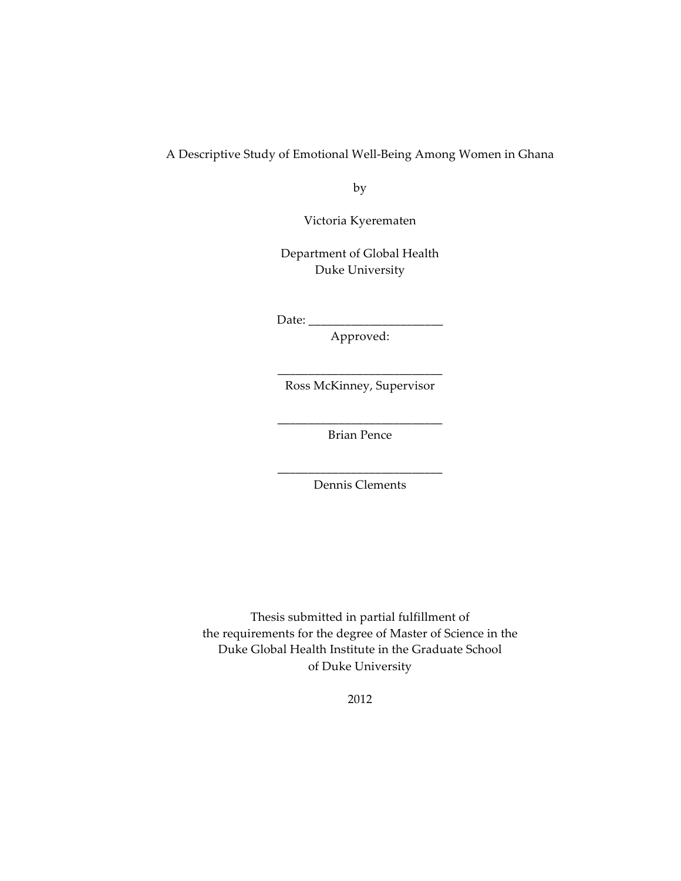A Descriptive Study of Emotional Well-Being Among Women in Ghana

by

Victoria Kyerematen

Department of Global Health
Duke University

Date: _______________________
Approved:

___________________________
Ross McKinney, Supervisor

___________________________
Brian Pence

___________________________
Dennis Clements

Thesis submitted in partial fulfillment of
the requirements for the degree of Master of Science in the
Duke Global Health Institute in the Graduate School
of Duke University

2012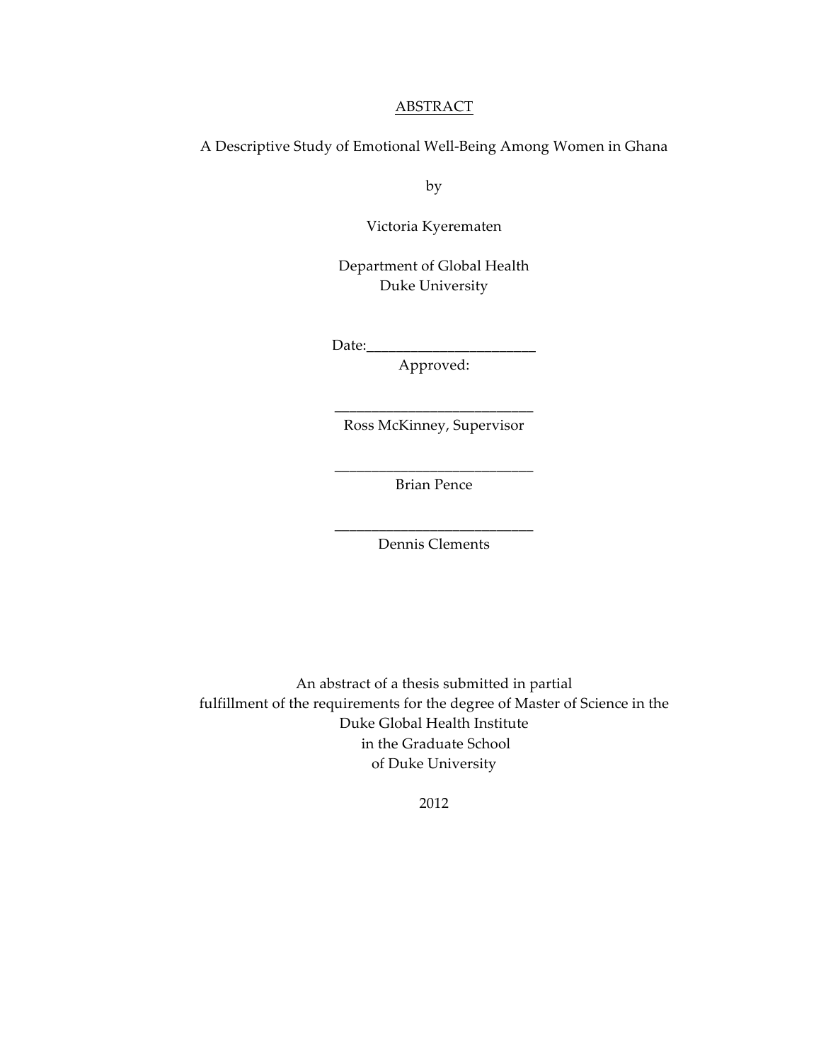ABSTRACT

A Descriptive Study of Emotional Well-Being Among Women in Ghana

by

Victoria Kyerematen

Department of Global Health
Duke University

Date:_______________________
Approved:

___________________________
Ross McKinney, Supervisor

___________________________
Brian Pence

___________________________
Dennis Clements

An abstract of a thesis submitted in partial
fulfillment of the requirements for the degree of Master of Science in the
Duke Global Health Institute
in the Graduate School
of Duke University

2012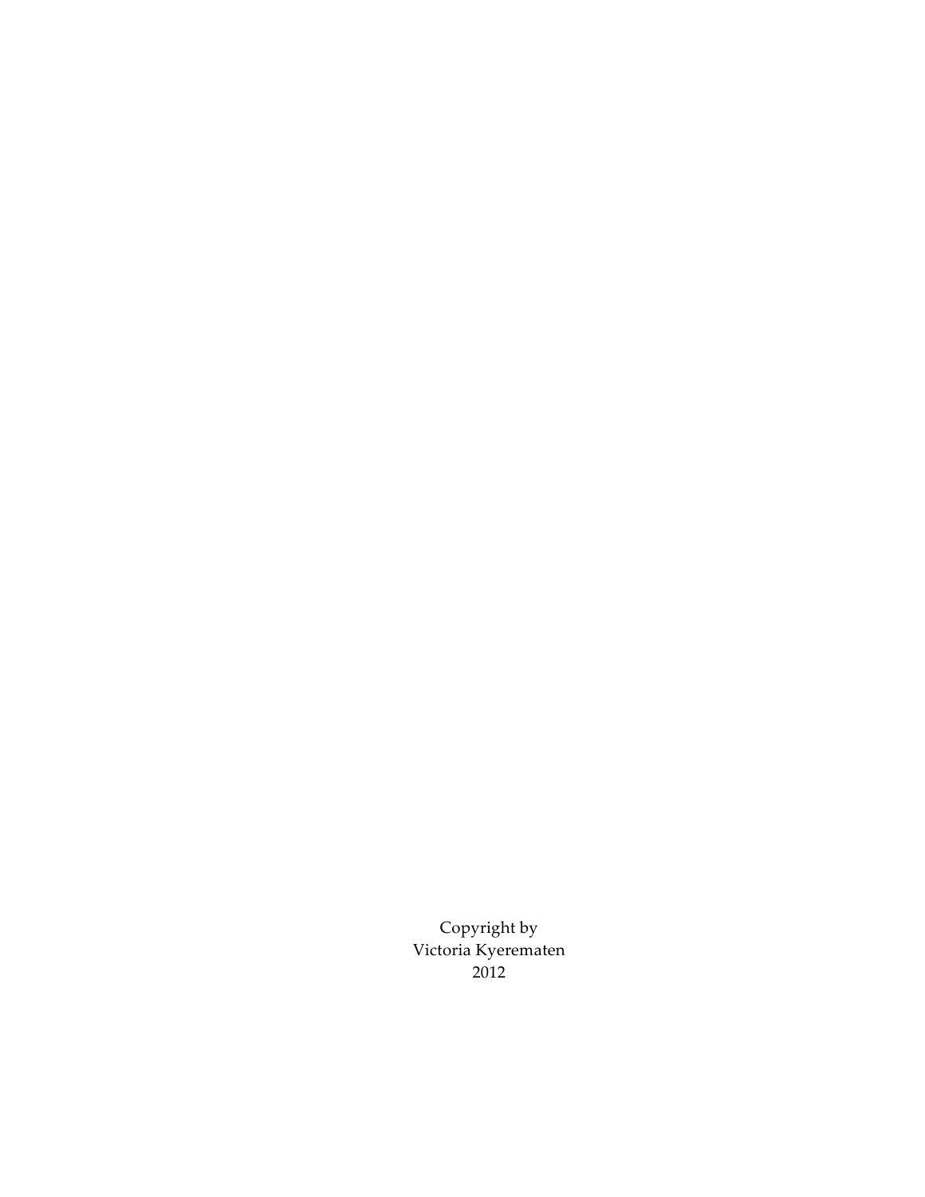Copyright by
Victoria Kyerematen
2012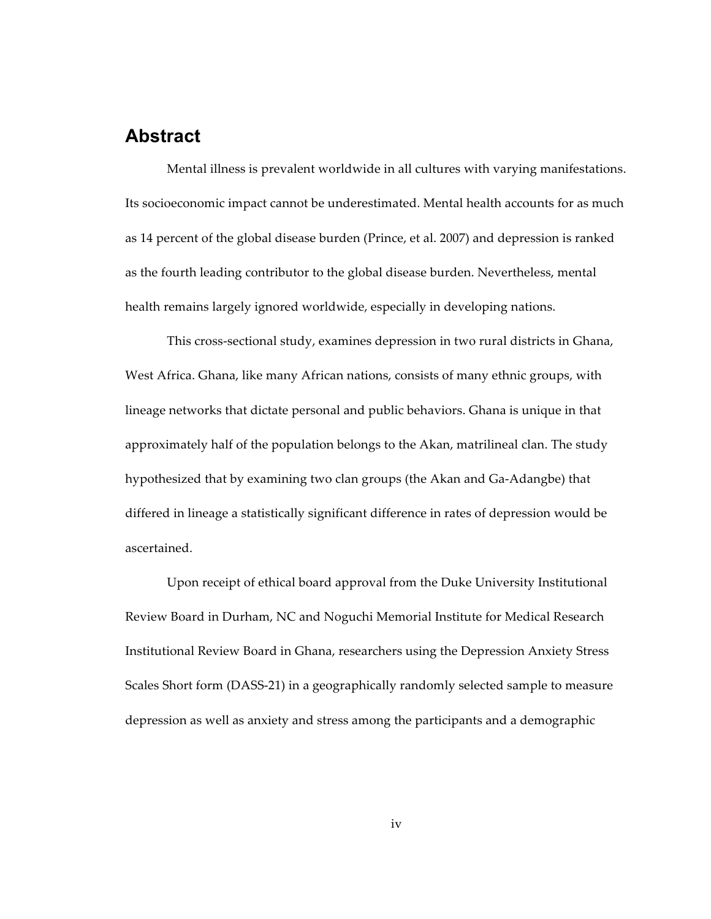## Abstract

Mental illness is prevalent worldwide in all cultures with varying manifestations. Its socioeconomic impact cannot be underestimated. Mental health accounts for as much as 14 percent of the global disease burden (Prince, et al. 2007) and depression is ranked as the fourth leading contributor to the global disease burden. Nevertheless, mental health remains largely ignored worldwide, especially in developing nations.

This cross-sectional study, examines depression in two rural districts in Ghana, West Africa. Ghana, like many African nations, consists of many ethnic groups, with lineage networks that dictate personal and public behaviors. Ghana is unique in that approximately half of the population belongs to the Akan, matrilineal clan. The study hypothesized that by examining two clan groups (the Akan and Ga-Adangbe) that differed in lineage a statistically significant difference in rates of depression would be ascertained.

Upon receipt of ethical board approval from the Duke University Institutional Review Board in Durham, NC and Noguchi Memorial Institute for Medical Research Institutional Review Board in Ghana, researchers using the Depression Anxiety Stress Scales Short form (DASS-21) in a geographically randomly selected sample to measure depression as well as anxiety and stress among the participants and a demographic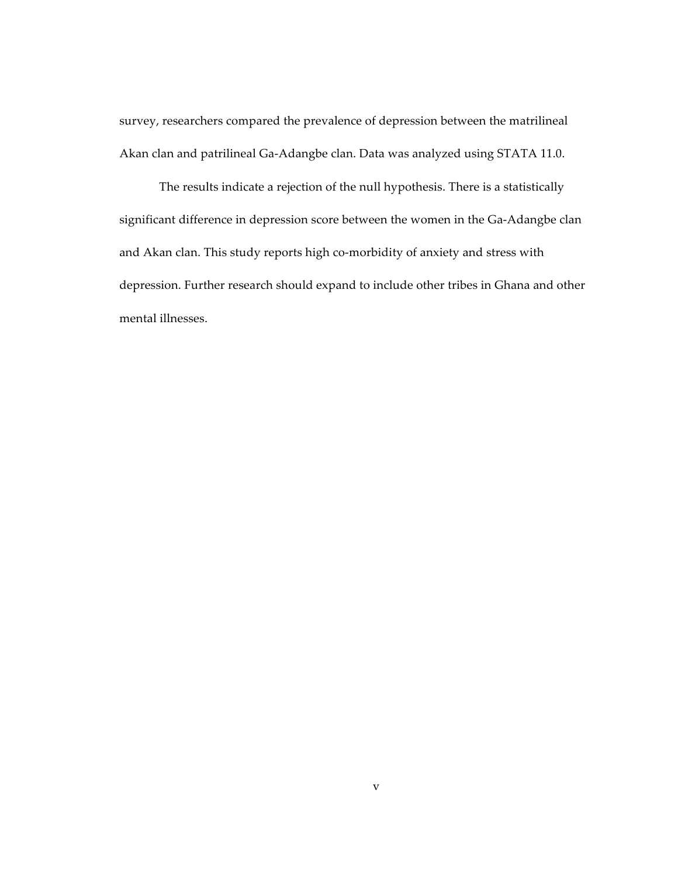survey, researchers compared the prevalence of depression between the matrilineal Akan clan and patrilineal Ga-Adangbe clan. Data was analyzed using STATA 11.0.

The results indicate a rejection of the null hypothesis. There is a statistically significant difference in depression score between the women in the Ga-Adangbe clan and Akan clan. This study reports high co-morbidity of anxiety and stress with depression. Further research should expand to include other tribes in Ghana and other mental illnesses.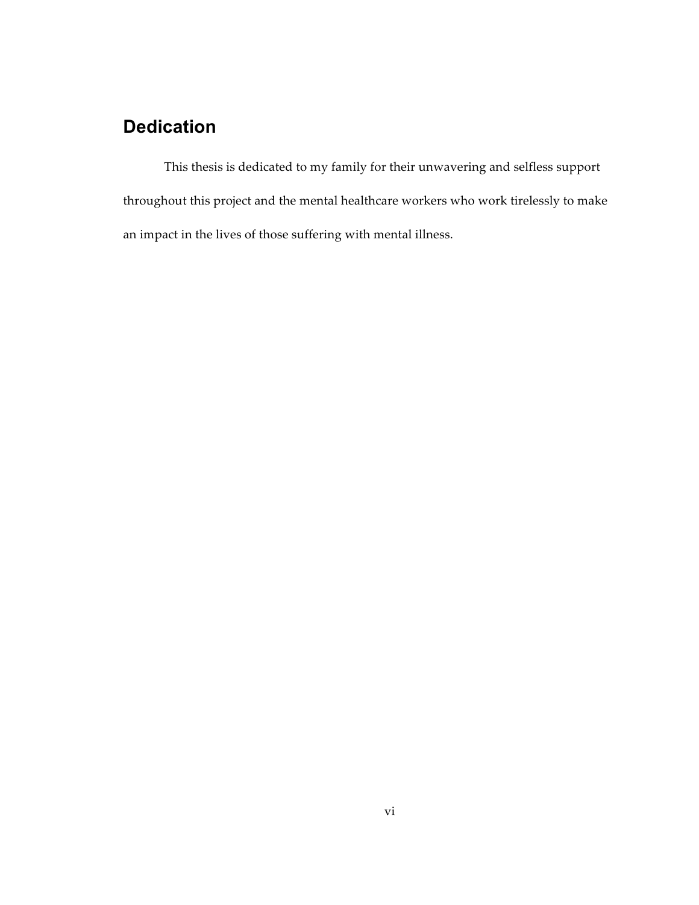## Dedication

This thesis is dedicated to my family for their unwavering and selfless support throughout this project and the mental healthcare workers who work tirelessly to make an impact in the lives of those suffering with mental illness.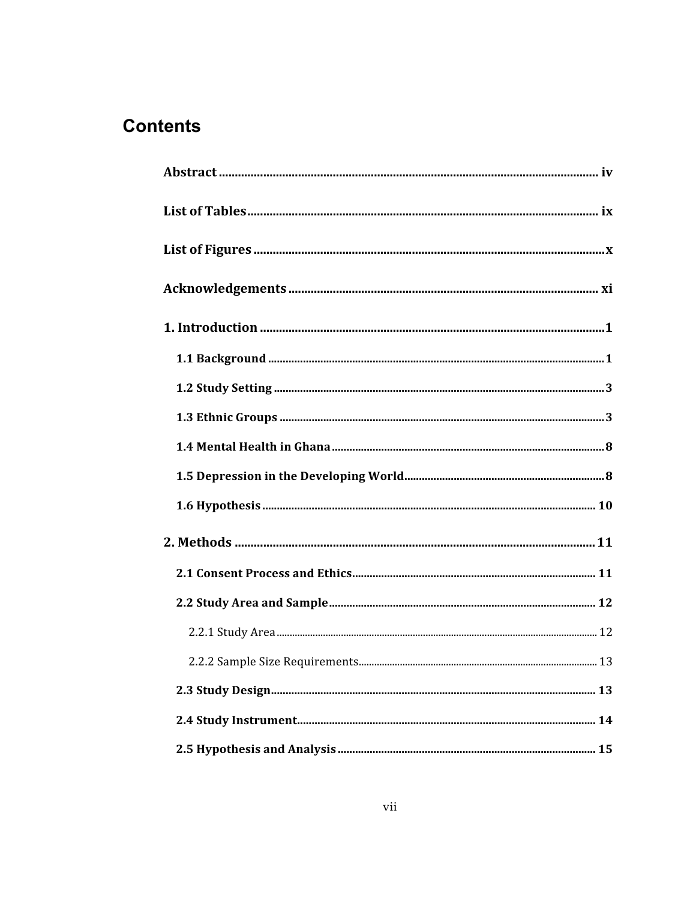# Contents

**Abstract** ........................................................................................................................ iv

**List of Tables** .............................................................................................................. ix

**List of Figures** ...............................................................................................................x

**Acknowledgements** .................................................................................................. xi

**1. Introduction** ............................................................................................................1

- **1.1 Background** ....................................................................................................................1
- **1.2 Study Setting** .................................................................................................................3
- **1.3 Ethnic Groups** ...............................................................................................................3
- **1.4 Mental Health in Ghana** ..............................................................................................8
- **1.5 Depression in the Developing World** .....................................................................8
- **1.6 Hypothesis** ................................................................................................................. 10

**2. Methods** .................................................................................................................. 11

- **2.1 Consent Process and Ethics** .................................................................................... 11
- **2.2 Study Area and Sample** ........................................................................................... 12
  - 2.2.1 Study Area ..................................................................................................................... 12
  - 2.2.2 Sample Size Requirements ....................................................................................... 13
- **2.3 Study Design** .............................................................................................................. 13
- **2.4 Study Instrument** ...................................................................................................... 14
- **2.5 Hypothesis and Analysis** ......................................................................................... 15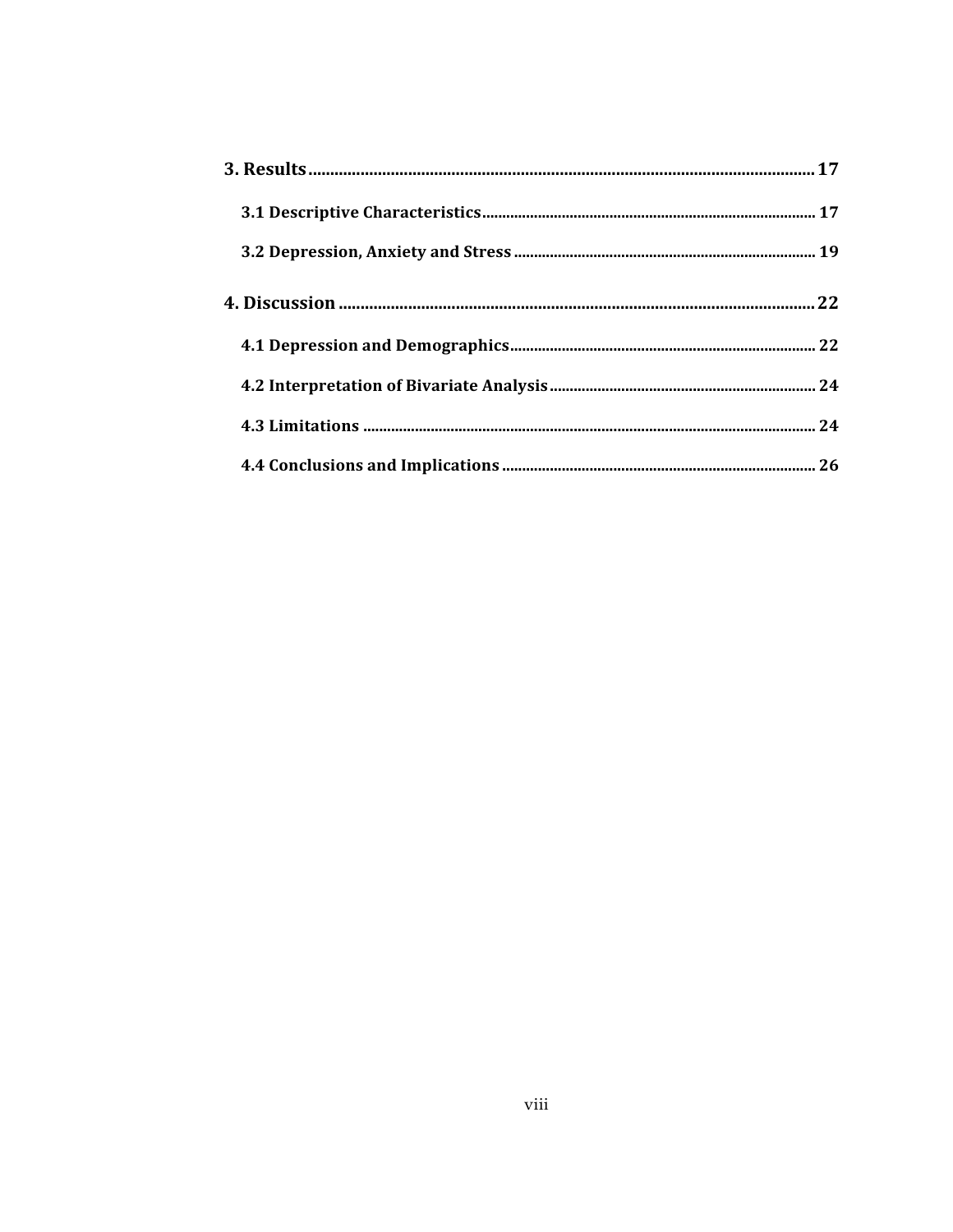**3. Results** .......... 17

**3.1 Descriptive Characteristics** .......... 17

**3.2 Depression, Anxiety and Stress** .......... 19

**4. Discussion** .......... 22

**4.1 Depression and Demographics** .......... 22

**4.2 Interpretation of Bivariate Analysis** .......... 24

**4.3 Limitations** .......... 24

**4.4 Conclusions and Implications** .......... 26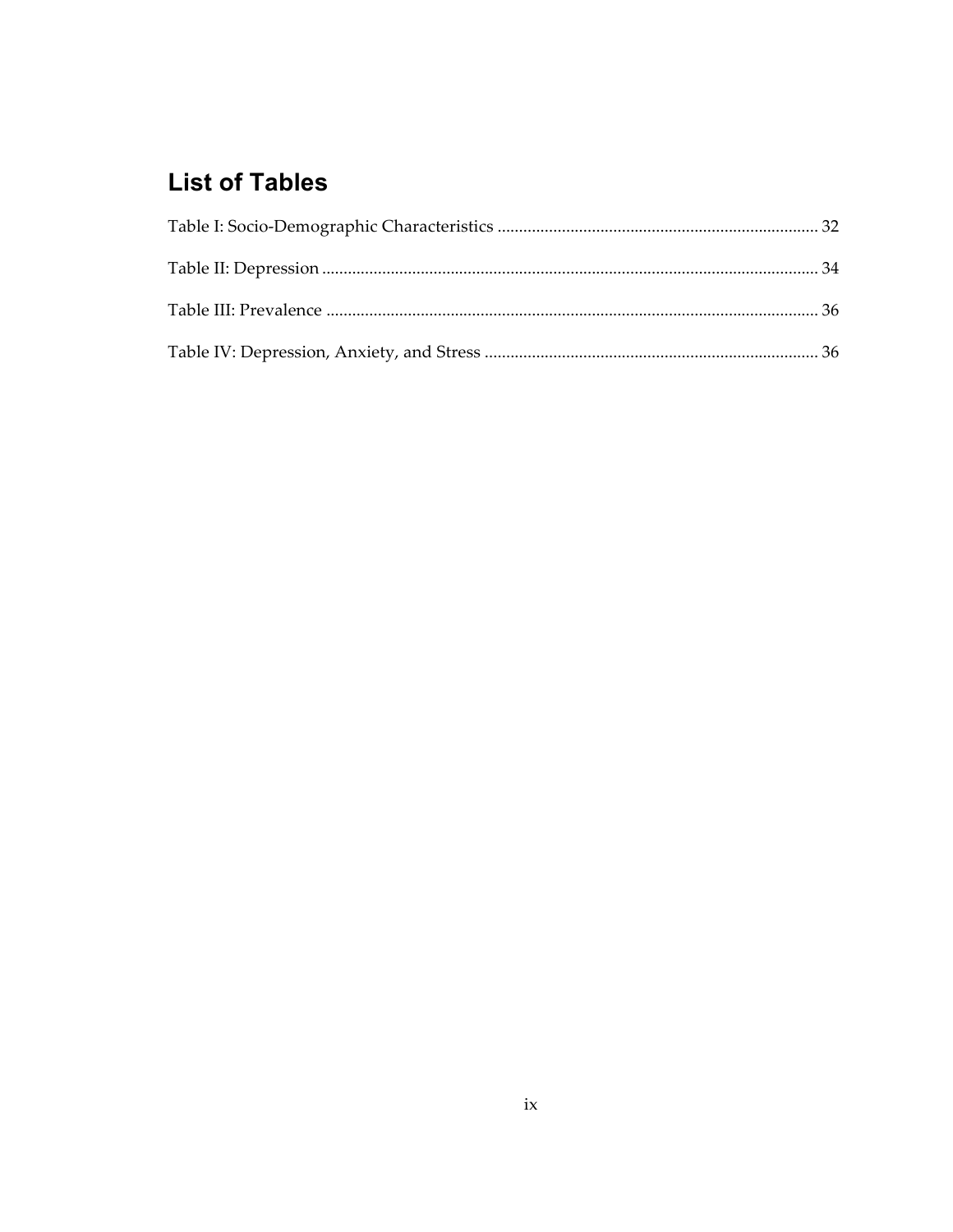## List of Tables

Table I: Socio-Demographic Characteristics ........................................................................... 32

Table II: Depression ................................................................................................................... 34

Table III: Prevalence .................................................................................................................. 36

Table IV: Depression, Anxiety, and Stress .............................................................................. 36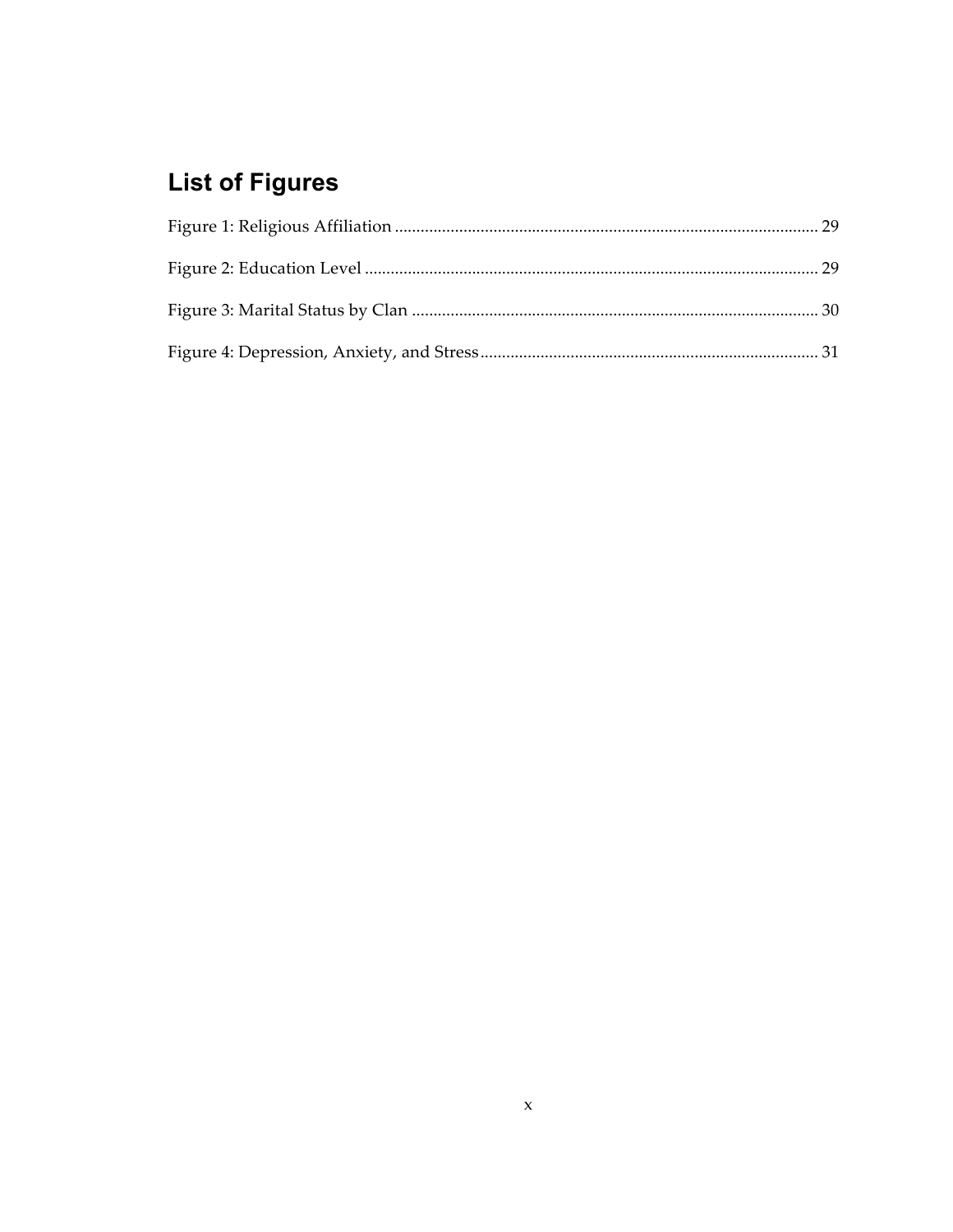## List of Figures

Figure 1: Religious Affiliation .................................................................................................. 29

Figure 2: Education Level ......................................................................................................... 29

Figure 3: Marital Status by Clan .............................................................................................. 30

Figure 4: Depression, Anxiety, and Stress.............................................................................. 31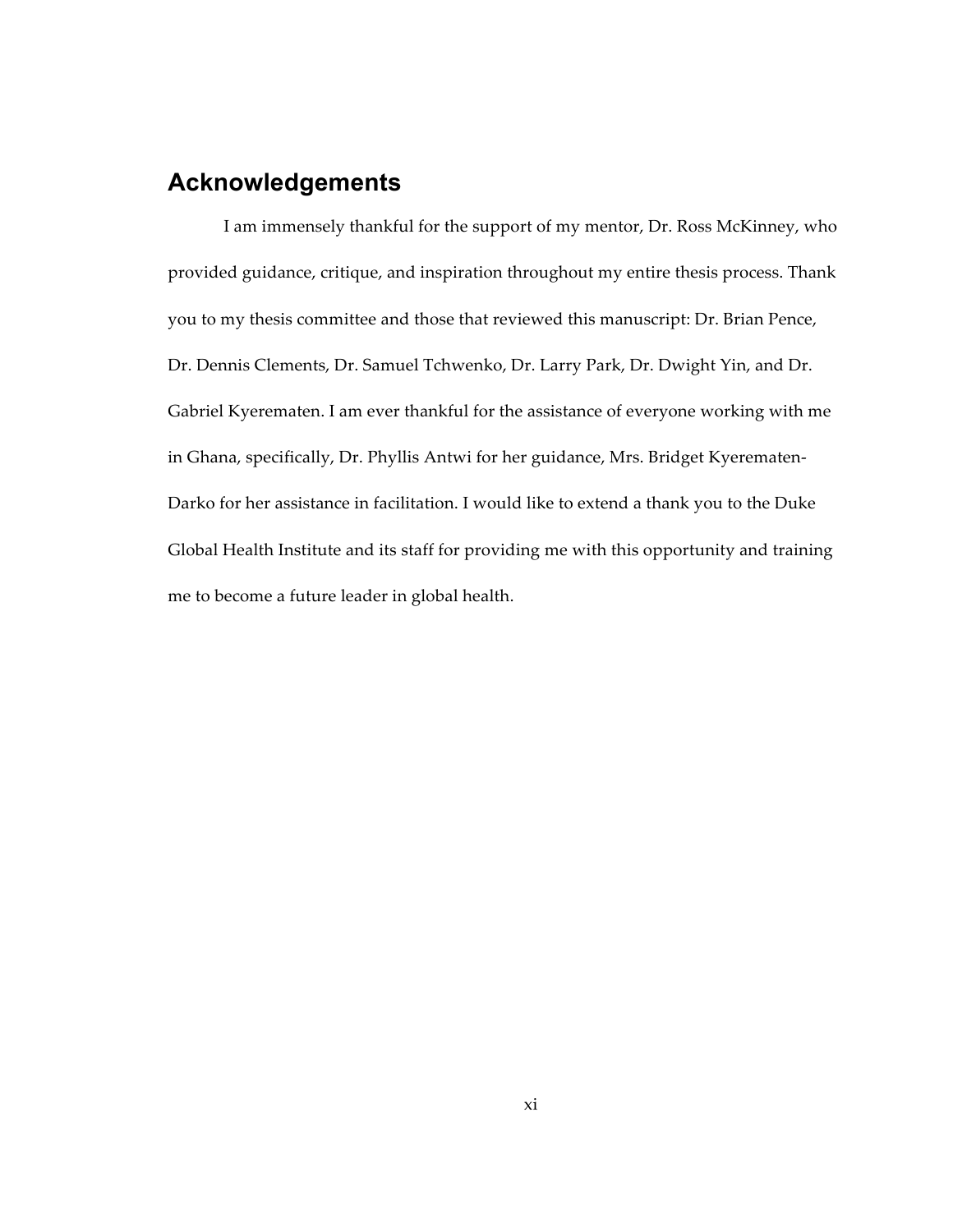## Acknowledgements

I am immensely thankful for the support of my mentor, Dr. Ross McKinney, who provided guidance, critique, and inspiration throughout my entire thesis process. Thank you to my thesis committee and those that reviewed this manuscript: Dr. Brian Pence, Dr. Dennis Clements, Dr. Samuel Tchwenko, Dr. Larry Park, Dr. Dwight Yin, and Dr. Gabriel Kyerematen. I am ever thankful for the assistance of everyone working with me in Ghana, specifically, Dr. Phyllis Antwi for her guidance, Mrs. Bridget Kyerematen-Darko for her assistance in facilitation. I would like to extend a thank you to the Duke Global Health Institute and its staff for providing me with this opportunity and training me to become a future leader in global health.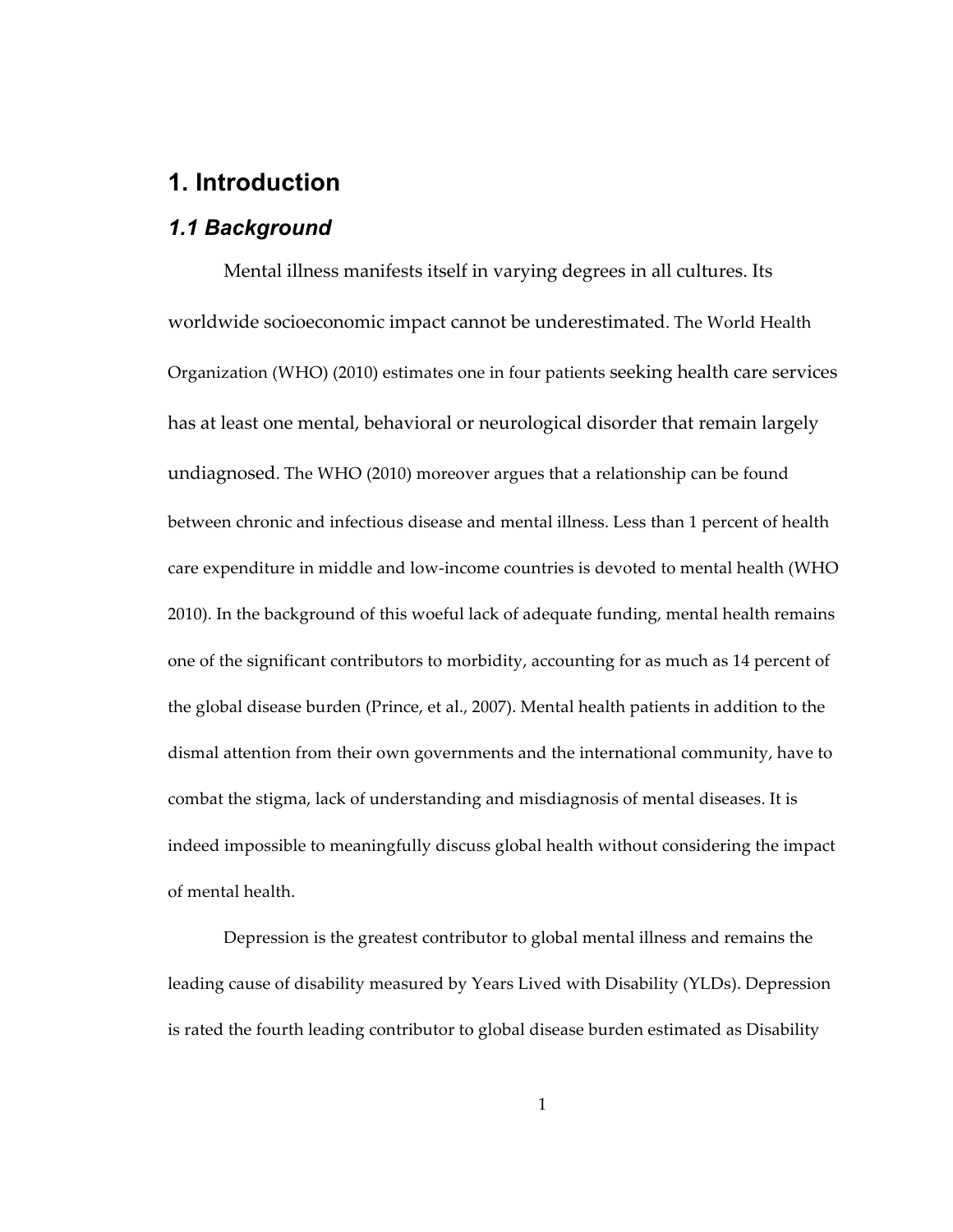# 1. Introduction

## *1.1 Background*

Mental illness manifests itself in varying degrees in all cultures. Its worldwide socioeconomic impact cannot be underestimated. The World Health Organization (WHO) (2010) estimates one in four patients seeking health care services has at least one mental, behavioral or neurological disorder that remain largely undiagnosed. The WHO (2010) moreover argues that a relationship can be found between chronic and infectious disease and mental illness. Less than 1 percent of health care expenditure in middle and low-income countries is devoted to mental health (WHO 2010). In the background of this woeful lack of adequate funding, mental health remains one of the significant contributors to morbidity, accounting for as much as 14 percent of the global disease burden (Prince, et al., 2007). Mental health patients in addition to the dismal attention from their own governments and the international community, have to combat the stigma, lack of understanding and misdiagnosis of mental diseases. It is indeed impossible to meaningfully discuss global health without considering the impact of mental health.

Depression is the greatest contributor to global mental illness and remains the leading cause of disability measured by Years Lived with Disability (YLDs). Depression is rated the fourth leading contributor to global disease burden estimated as Disability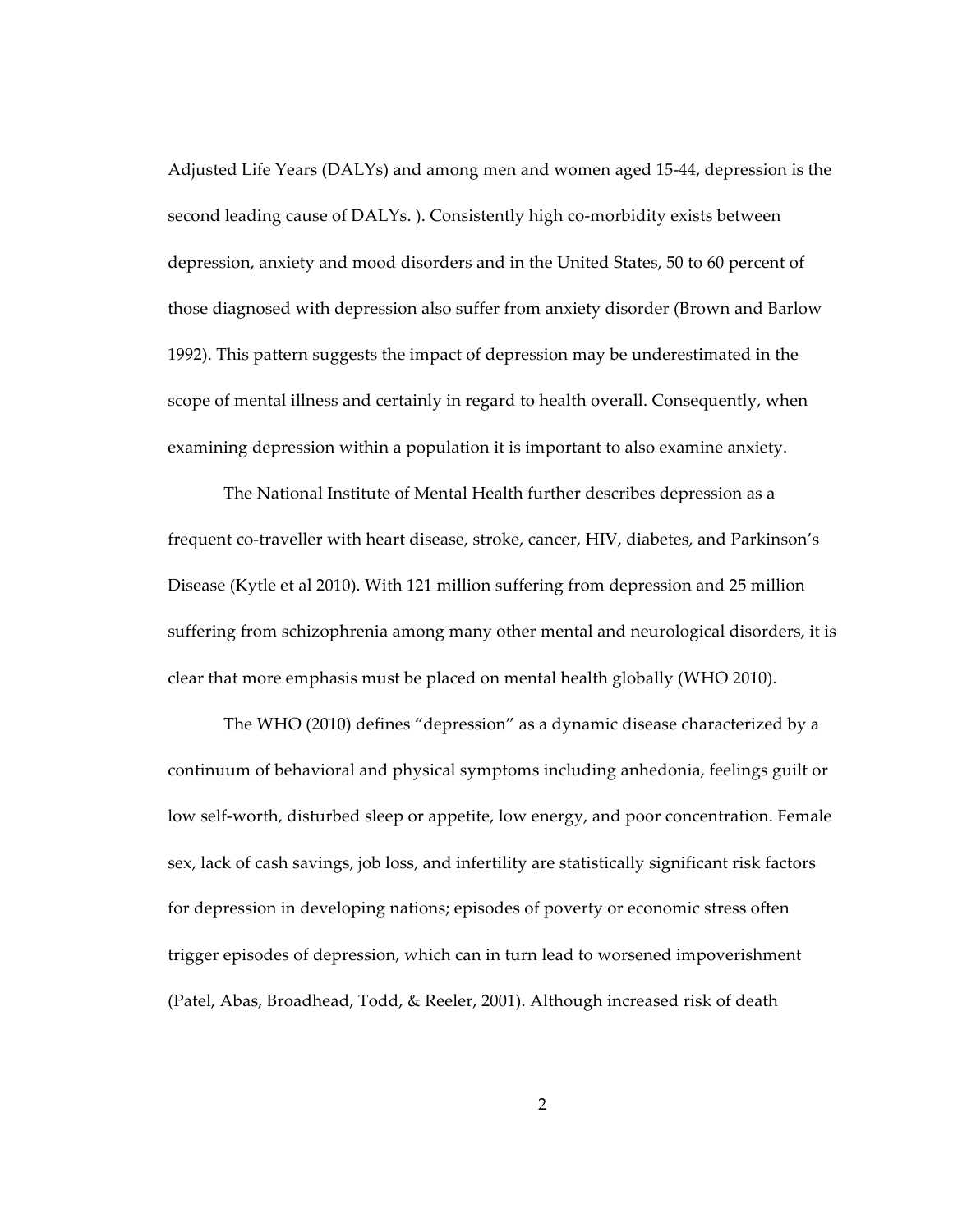Adjusted Life Years (DALYs) and among men and women aged 15-44, depression is the second leading cause of DALYs. ). Consistently high co-morbidity exists between depression, anxiety and mood disorders and in the United States, 50 to 60 percent of those diagnosed with depression also suffer from anxiety disorder (Brown and Barlow 1992). This pattern suggests the impact of depression may be underestimated in the scope of mental illness and certainly in regard to health overall. Consequently, when examining depression within a population it is important to also examine anxiety.

The National Institute of Mental Health further describes depression as a frequent co-traveller with heart disease, stroke, cancer, HIV, diabetes, and Parkinson's Disease (Kytle et al 2010). With 121 million suffering from depression and 25 million suffering from schizophrenia among many other mental and neurological disorders, it is clear that more emphasis must be placed on mental health globally (WHO 2010).

The WHO (2010) defines "depression" as a dynamic disease characterized by a continuum of behavioral and physical symptoms including anhedonia, feelings guilt or low self-worth, disturbed sleep or appetite, low energy, and poor concentration. Female sex, lack of cash savings, job loss, and infertility are statistically significant risk factors for depression in developing nations; episodes of poverty or economic stress often trigger episodes of depression, which can in turn lead to worsened impoverishment (Patel, Abas, Broadhead, Todd, & Reeler, 2001). Although increased risk of death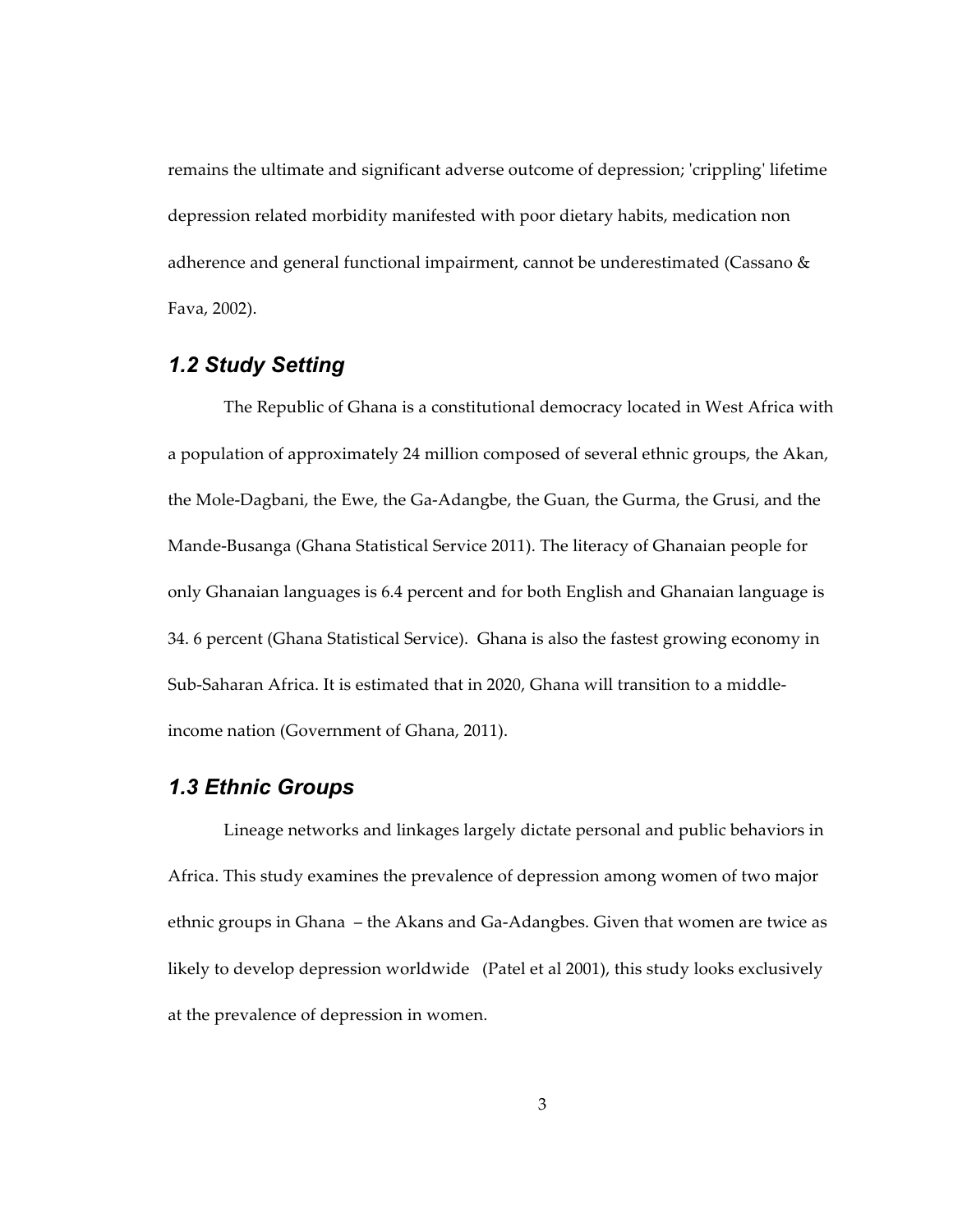remains the ultimate and significant adverse outcome of depression; 'crippling' lifetime depression related morbidity manifested with poor dietary habits, medication non adherence and general functional impairment, cannot be underestimated (Cassano & Fava, 2002).

### *1.2 Study Setting*

The Republic of Ghana is a constitutional democracy located in West Africa with a population of approximately 24 million composed of several ethnic groups, the Akan, the Mole-Dagbani, the Ewe, the Ga-Adangbe, the Guan, the Gurma, the Grusi, and the Mande-Busanga (Ghana Statistical Service 2011). The literacy of Ghanaian people for only Ghanaian languages is 6.4 percent and for both English and Ghanaian language is 34. 6 percent (Ghana Statistical Service). Ghana is also the fastest growing economy in Sub-Saharan Africa. It is estimated that in 2020, Ghana will transition to a middle-income nation (Government of Ghana, 2011).

### *1.3 Ethnic Groups*

Lineage networks and linkages largely dictate personal and public behaviors in Africa. This study examines the prevalence of depression among women of two major ethnic groups in Ghana – the Akans and Ga-Adangbes. Given that women are twice as likely to develop depression worldwide (Patel et al 2001), this study looks exclusively at the prevalence of depression in women.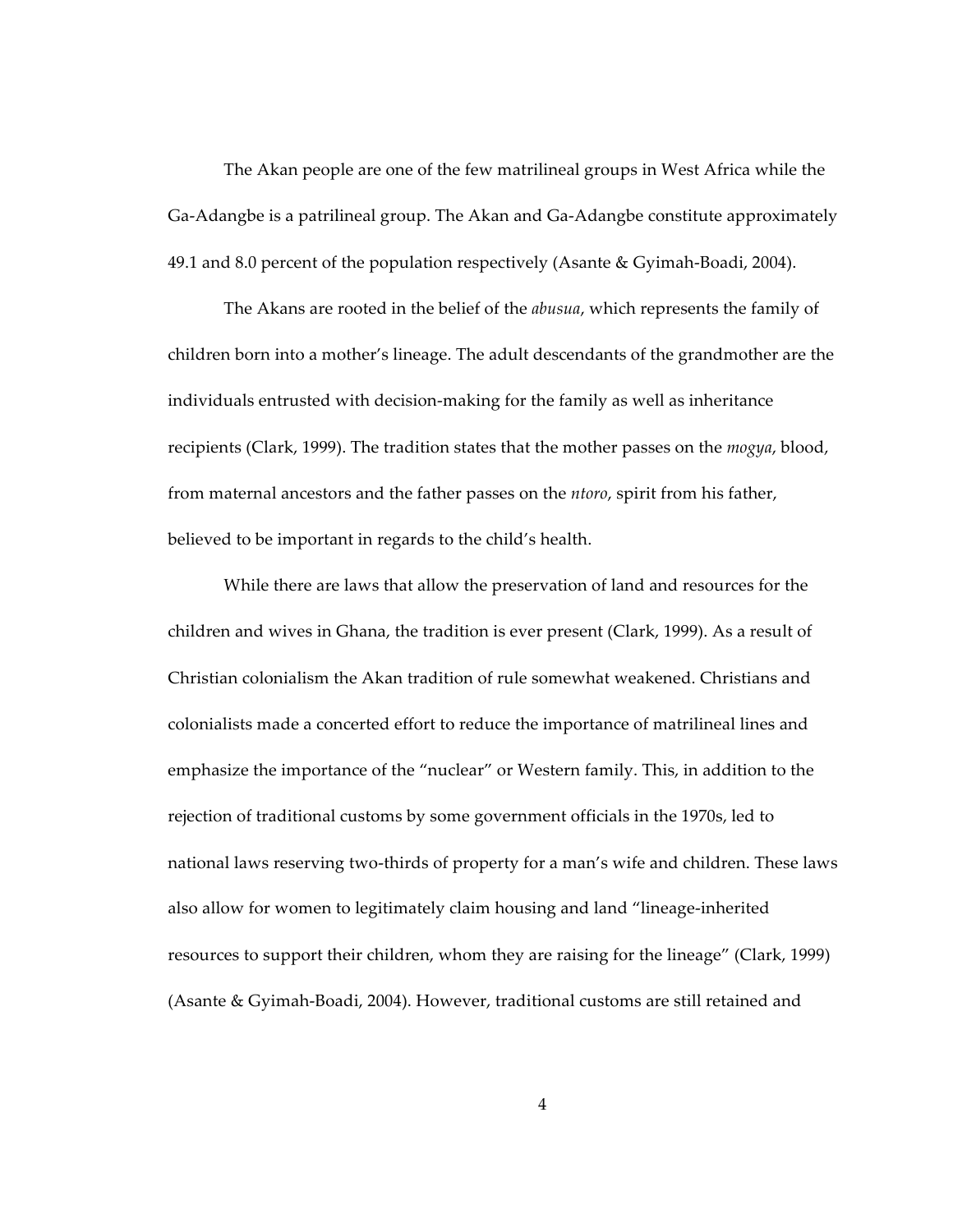The Akan people are one of the few matrilineal groups in West Africa while the Ga-Adangbe is a patrilineal group. The Akan and Ga-Adangbe constitute approximately 49.1 and 8.0 percent of the population respectively (Asante & Gyimah-Boadi, 2004).

The Akans are rooted in the belief of the *abusua*, which represents the family of children born into a mother's lineage. The adult descendants of the grandmother are the individuals entrusted with decision-making for the family as well as inheritance recipients (Clark, 1999). The tradition states that the mother passes on the *mogya*, blood, from maternal ancestors and the father passes on the *ntoro*, spirit from his father, believed to be important in regards to the child's health.

While there are laws that allow the preservation of land and resources for the children and wives in Ghana, the tradition is ever present (Clark, 1999). As a result of Christian colonialism the Akan tradition of rule somewhat weakened. Christians and colonialists made a concerted effort to reduce the importance of matrilineal lines and emphasize the importance of the "nuclear" or Western family. This, in addition to the rejection of traditional customs by some government officials in the 1970s, led to national laws reserving two-thirds of property for a man's wife and children. These laws also allow for women to legitimately claim housing and land "lineage-inherited resources to support their children, whom they are raising for the lineage" (Clark, 1999) (Asante & Gyimah-Boadi, 2004). However, traditional customs are still retained and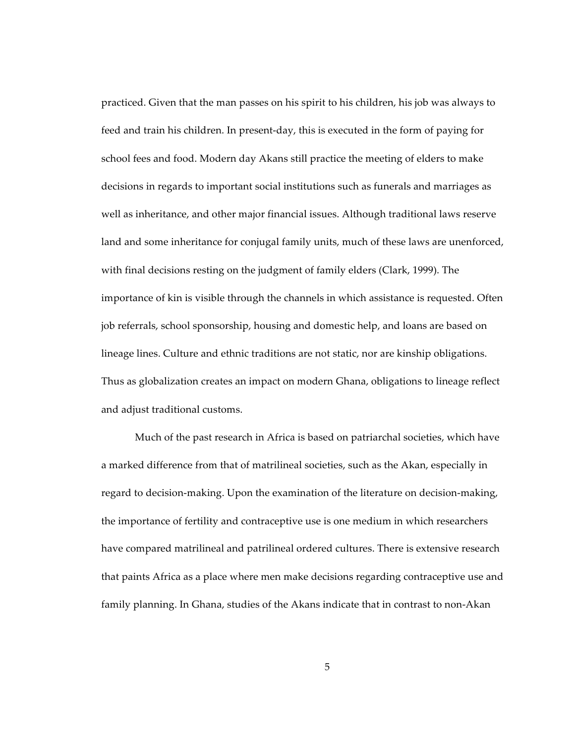practiced. Given that the man passes on his spirit to his children, his job was always to feed and train his children. In present-day, this is executed in the form of paying for school fees and food. Modern day Akans still practice the meeting of elders to make decisions in regards to important social institutions such as funerals and marriages as well as inheritance, and other major financial issues. Although traditional laws reserve land and some inheritance for conjugal family units, much of these laws are unenforced, with final decisions resting on the judgment of family elders (Clark, 1999). The importance of kin is visible through the channels in which assistance is requested. Often job referrals, school sponsorship, housing and domestic help, and loans are based on lineage lines. Culture and ethnic traditions are not static, nor are kinship obligations. Thus as globalization creates an impact on modern Ghana, obligations to lineage reflect and adjust traditional customs.

Much of the past research in Africa is based on patriarchal societies, which have a marked difference from that of matrilineal societies, such as the Akan, especially in regard to decision-making. Upon the examination of the literature on decision-making, the importance of fertility and contraceptive use is one medium in which researchers have compared matrilineal and patrilineal ordered cultures. There is extensive research that paints Africa as a place where men make decisions regarding contraceptive use and family planning. In Ghana, studies of the Akans indicate that in contrast to non-Akan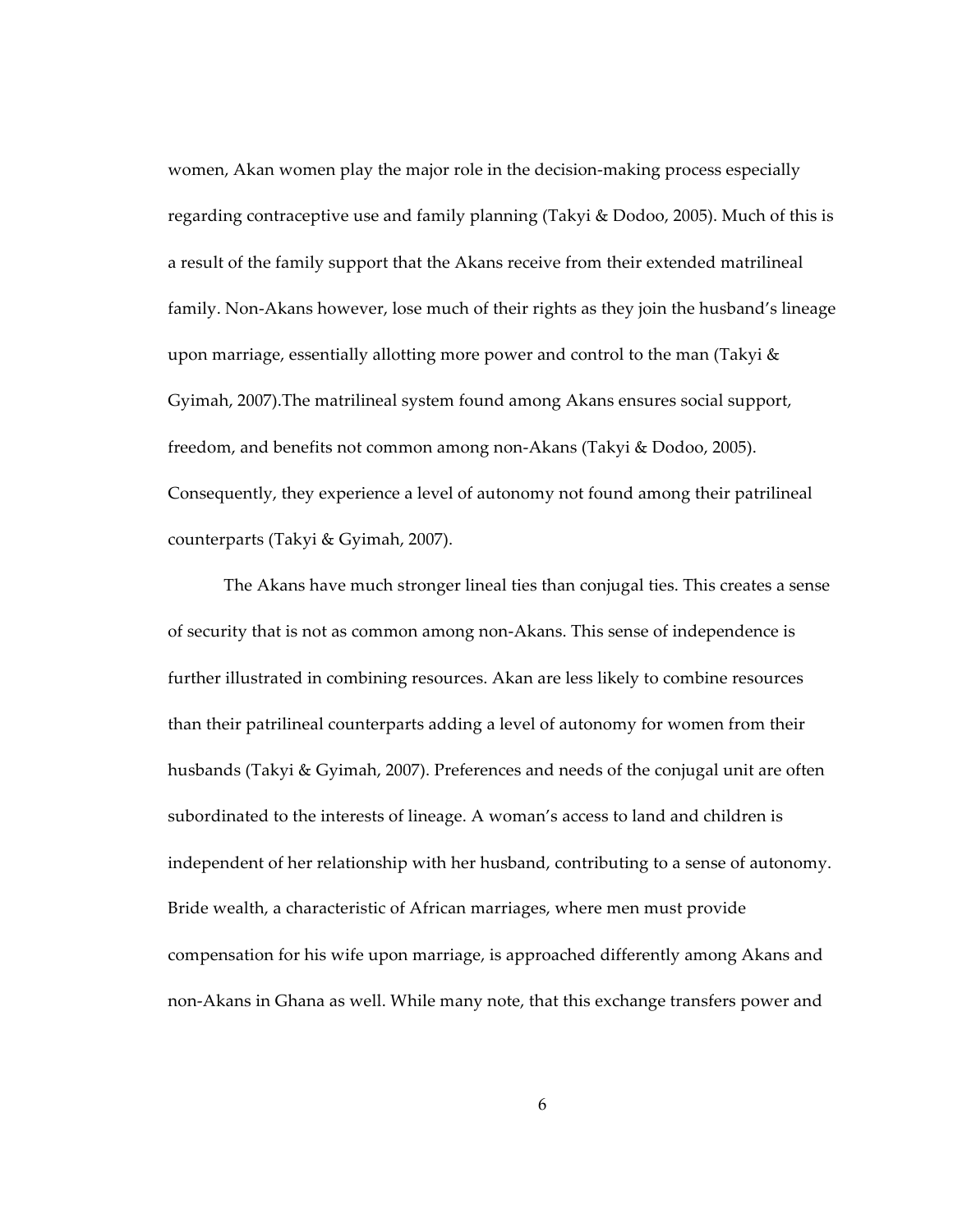women, Akan women play the major role in the decision-making process especially regarding contraceptive use and family planning (Takyi & Dodoo, 2005). Much of this is a result of the family support that the Akans receive from their extended matrilineal family. Non-Akans however, lose much of their rights as they join the husband's lineage upon marriage, essentially allotting more power and control to the man (Takyi & Gyimah, 2007).The matrilineal system found among Akans ensures social support, freedom, and benefits not common among non-Akans (Takyi & Dodoo, 2005). Consequently, they experience a level of autonomy not found among their patrilineal counterparts (Takyi & Gyimah, 2007).

The Akans have much stronger lineal ties than conjugal ties. This creates a sense of security that is not as common among non-Akans. This sense of independence is further illustrated in combining resources. Akan are less likely to combine resources than their patrilineal counterparts adding a level of autonomy for women from their husbands (Takyi & Gyimah, 2007). Preferences and needs of the conjugal unit are often subordinated to the interests of lineage. A woman's access to land and children is independent of her relationship with her husband, contributing to a sense of autonomy. Bride wealth, a characteristic of African marriages, where men must provide compensation for his wife upon marriage, is approached differently among Akans and non-Akans in Ghana as well. While many note, that this exchange transfers power and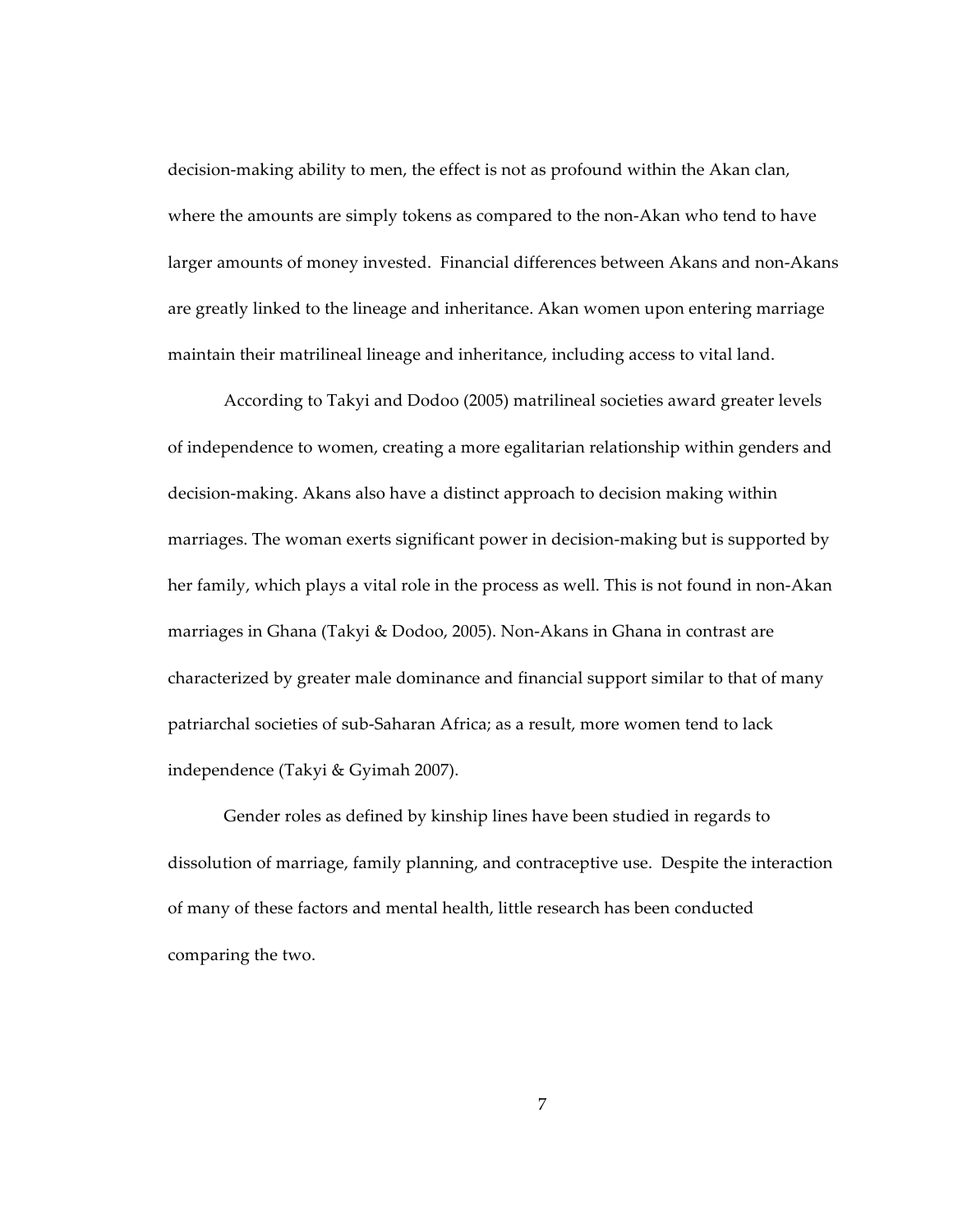decision-making ability to men, the effect is not as profound within the Akan clan, where the amounts are simply tokens as compared to the non-Akan who tend to have larger amounts of money invested. Financial differences between Akans and non-Akans are greatly linked to the lineage and inheritance. Akan women upon entering marriage maintain their matrilineal lineage and inheritance, including access to vital land.

According to Takyi and Dodoo (2005) matrilineal societies award greater levels of independence to women, creating a more egalitarian relationship within genders and decision-making. Akans also have a distinct approach to decision making within marriages. The woman exerts significant power in decision-making but is supported by her family, which plays a vital role in the process as well. This is not found in non-Akan marriages in Ghana (Takyi & Dodoo, 2005). Non-Akans in Ghana in contrast are characterized by greater male dominance and financial support similar to that of many patriarchal societies of sub-Saharan Africa; as a result, more women tend to lack independence (Takyi & Gyimah 2007).

Gender roles as defined by kinship lines have been studied in regards to dissolution of marriage, family planning, and contraceptive use. Despite the interaction of many of these factors and mental health, little research has been conducted comparing the two.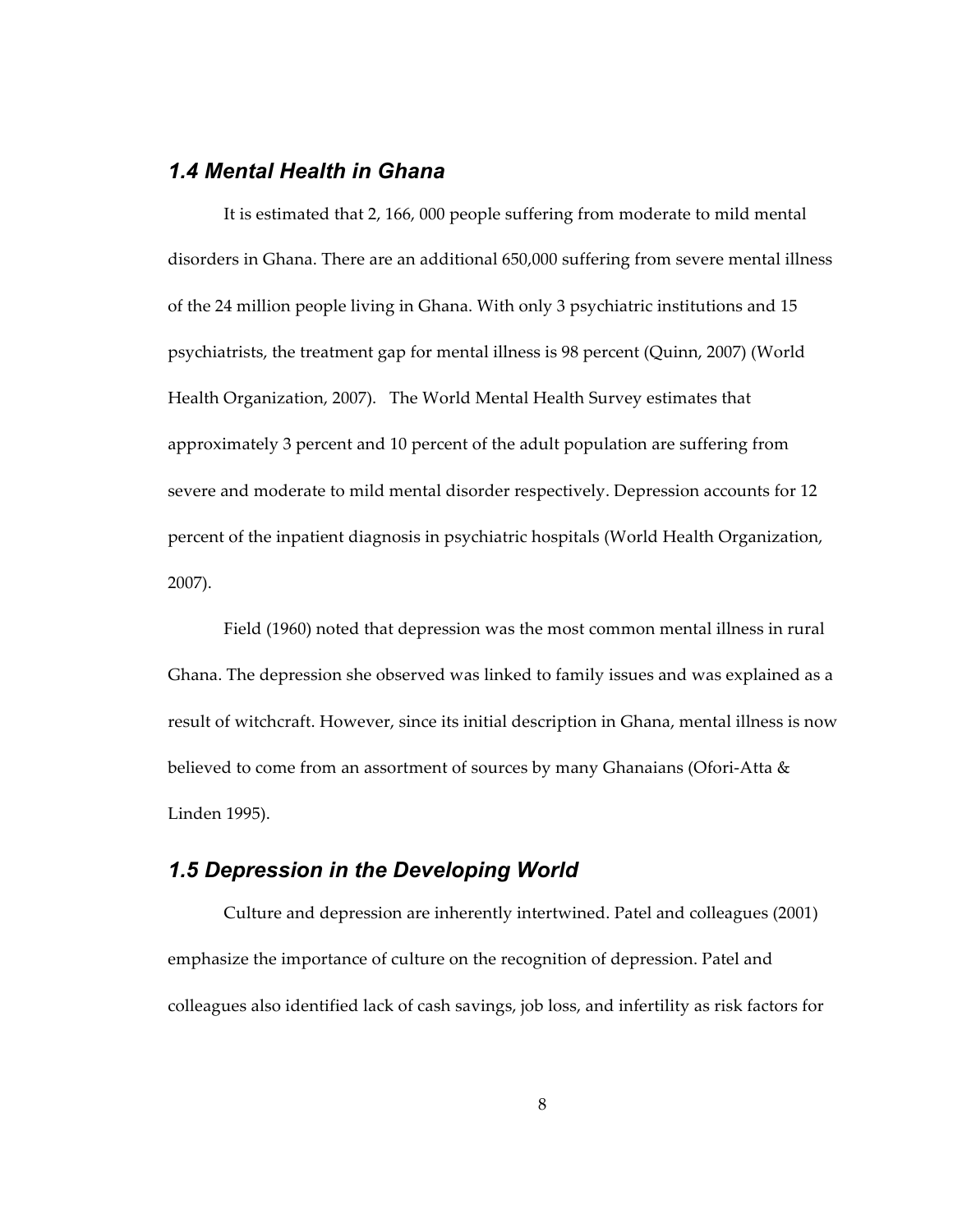## *1.4 Mental Health in Ghana*

It is estimated that 2, 166, 000 people suffering from moderate to mild mental disorders in Ghana. There are an additional 650,000 suffering from severe mental illness of the 24 million people living in Ghana. With only 3 psychiatric institutions and 15 psychiatrists, the treatment gap for mental illness is 98 percent (Quinn, 2007) (World Health Organization, 2007). The World Mental Health Survey estimates that approximately 3 percent and 10 percent of the adult population are suffering from severe and moderate to mild mental disorder respectively. Depression accounts for 12 percent of the inpatient diagnosis in psychiatric hospitals (World Health Organization, 2007).

Field (1960) noted that depression was the most common mental illness in rural Ghana. The depression she observed was linked to family issues and was explained as a result of witchcraft. However, since its initial description in Ghana, mental illness is now believed to come from an assortment of sources by many Ghanaians (Ofori-Atta & Linden 1995).

## *1.5 Depression in the Developing World*

Culture and depression are inherently intertwined. Patel and colleagues (2001) emphasize the importance of culture on the recognition of depression. Patel and colleagues also identified lack of cash savings, job loss, and infertility as risk factors for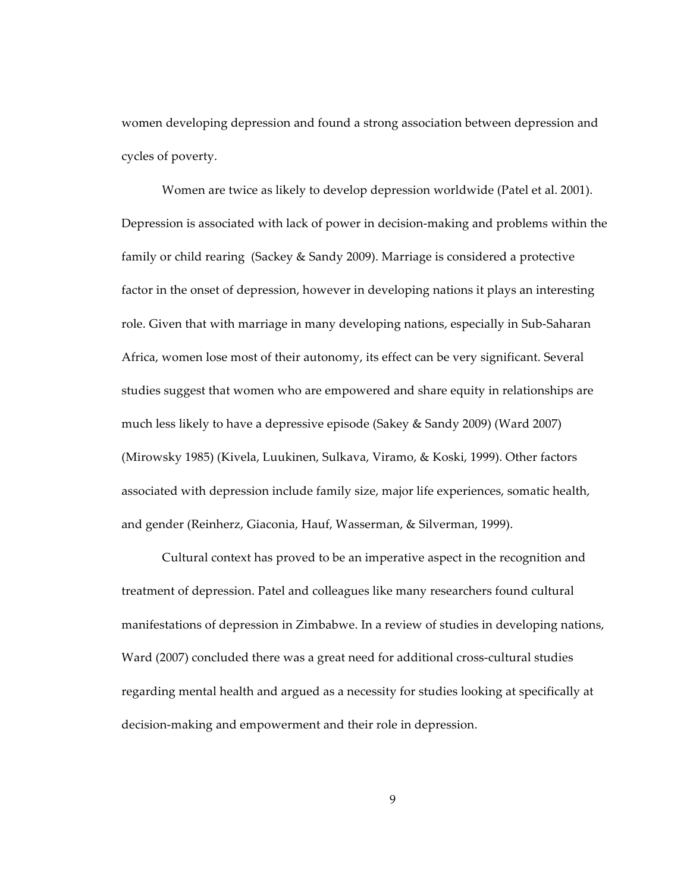women developing depression and found a strong association between depression and cycles of poverty.

Women are twice as likely to develop depression worldwide (Patel et al. 2001). Depression is associated with lack of power in decision-making and problems within the family or child rearing  (Sackey & Sandy 2009). Marriage is considered a protective factor in the onset of depression, however in developing nations it plays an interesting role. Given that with marriage in many developing nations, especially in Sub-Saharan Africa, women lose most of their autonomy, its effect can be very significant. Several studies suggest that women who are empowered and share equity in relationships are much less likely to have a depressive episode (Sakey & Sandy 2009) (Ward 2007) (Mirowsky 1985) (Kivela, Luukinen, Sulkava, Viramo, & Koski, 1999). Other factors associated with depression include family size, major life experiences, somatic health, and gender (Reinherz, Giaconia, Hauf, Wasserman, & Silverman, 1999).

Cultural context has proved to be an imperative aspect in the recognition and treatment of depression. Patel and colleagues like many researchers found cultural manifestations of depression in Zimbabwe. In a review of studies in developing nations, Ward (2007) concluded there was a great need for additional cross-cultural studies regarding mental health and argued as a necessity for studies looking at specifically at decision-making and empowerment and their role in depression.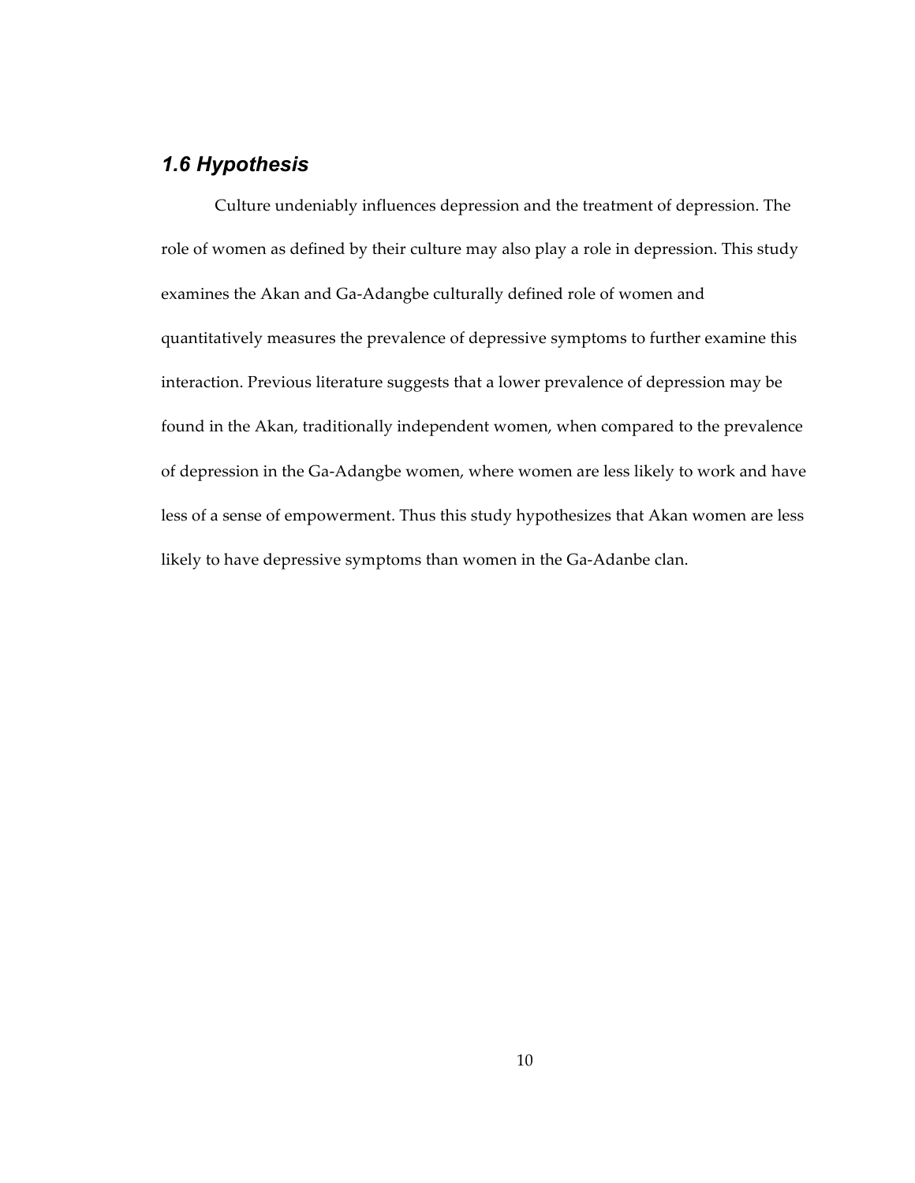### *1.6 Hypothesis*

Culture undeniably influences depression and the treatment of depression. The role of women as defined by their culture may also play a role in depression. This study examines the Akan and Ga-Adangbe culturally defined role of women and quantitatively measures the prevalence of depressive symptoms to further examine this interaction. Previous literature suggests that a lower prevalence of depression may be found in the Akan, traditionally independent women, when compared to the prevalence of depression in the Ga-Adangbe women, where women are less likely to work and have less of a sense of empowerment. Thus this study hypothesizes that Akan women are less likely to have depressive symptoms than women in the Ga-Adanbe clan.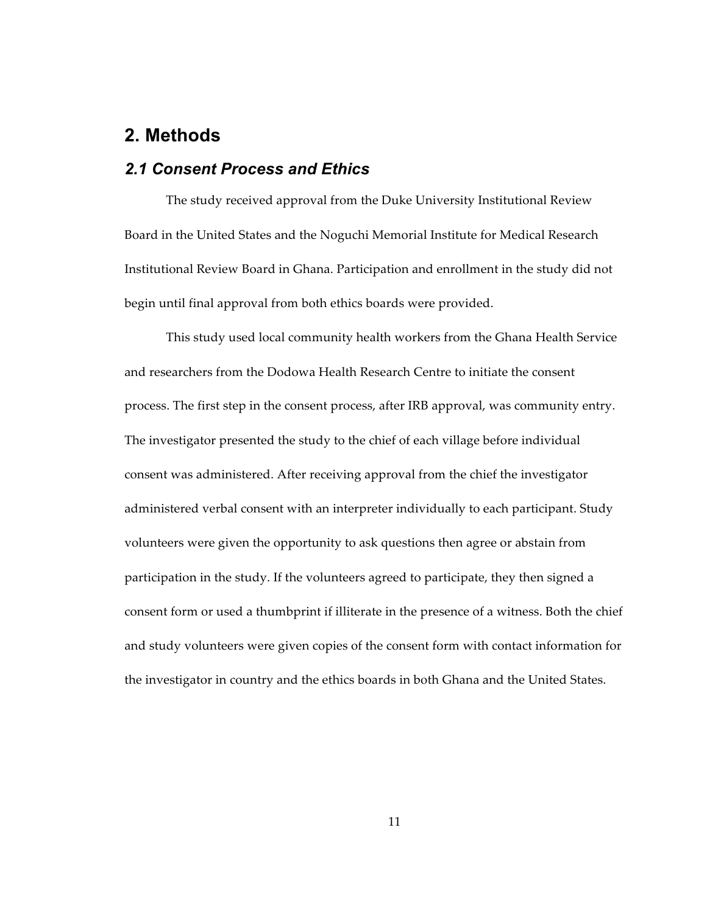# 2. Methods

## *2.1 Consent Process and Ethics*

The study received approval from the Duke University Institutional Review Board in the United States and the Noguchi Memorial Institute for Medical Research Institutional Review Board in Ghana. Participation and enrollment in the study did not begin until final approval from both ethics boards were provided.

This study used local community health workers from the Ghana Health Service and researchers from the Dodowa Health Research Centre to initiate the consent process. The first step in the consent process, after IRB approval, was community entry. The investigator presented the study to the chief of each village before individual consent was administered. After receiving approval from the chief the investigator administered verbal consent with an interpreter individually to each participant. Study volunteers were given the opportunity to ask questions then agree or abstain from participation in the study. If the volunteers agreed to participate, they then signed a consent form or used a thumbprint if illiterate in the presence of a witness. Both the chief and study volunteers were given copies of the consent form with contact information for the investigator in country and the ethics boards in both Ghana and the United States.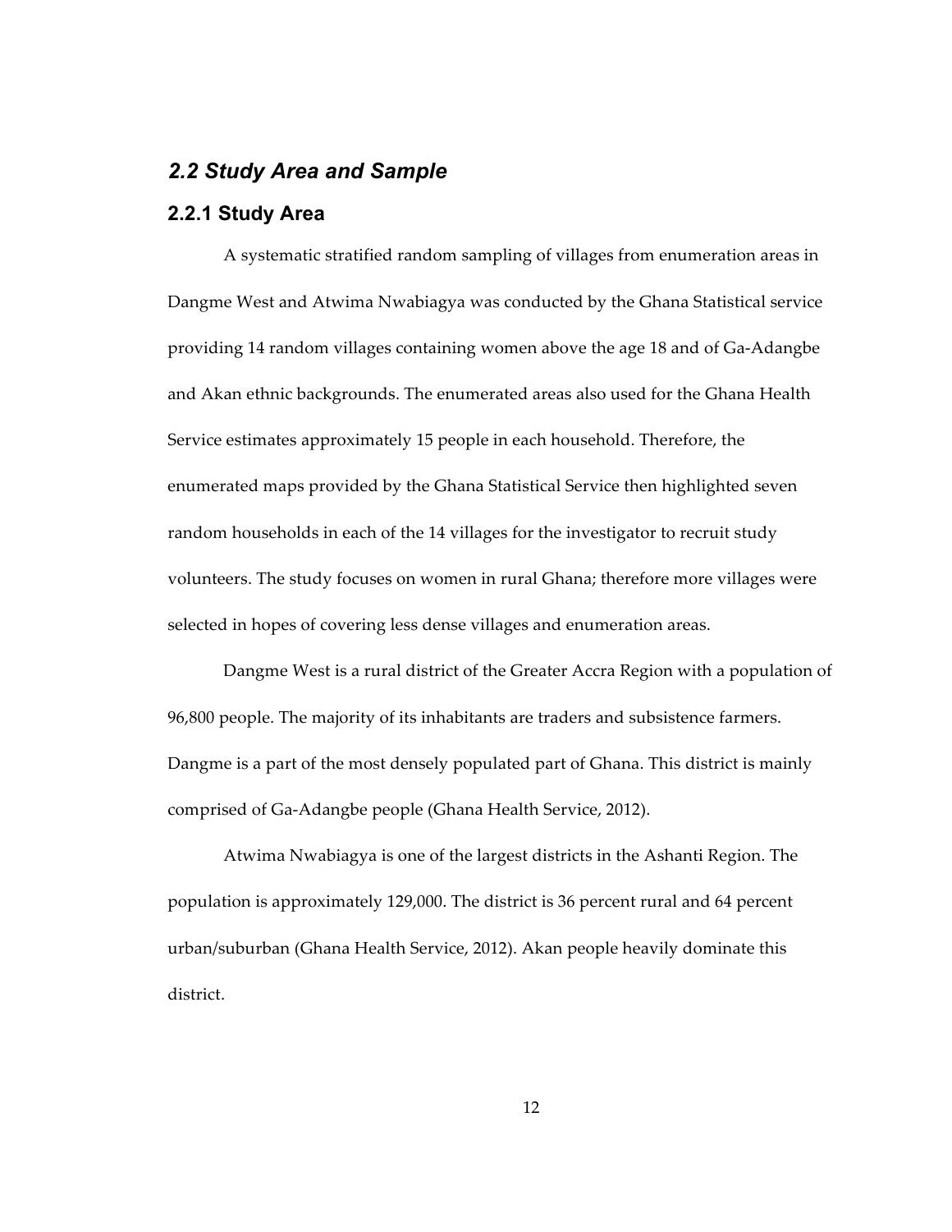## *2.2 Study Area and Sample*

### 2.2.1 Study Area

A systematic stratified random sampling of villages from enumeration areas in Dangme West and Atwima Nwabiagya was conducted by the Ghana Statistical service providing 14 random villages containing women above the age 18 and of Ga-Adangbe and Akan ethnic backgrounds. The enumerated areas also used for the Ghana Health Service estimates approximately 15 people in each household. Therefore, the enumerated maps provided by the Ghana Statistical Service then highlighted seven random households in each of the 14 villages for the investigator to recruit study volunteers. The study focuses on women in rural Ghana; therefore more villages were selected in hopes of covering less dense villages and enumeration areas.

Dangme West is a rural district of the Greater Accra Region with a population of 96,800 people. The majority of its inhabitants are traders and subsistence farmers. Dangme is a part of the most densely populated part of Ghana. This district is mainly comprised of Ga-Adangbe people (Ghana Health Service, 2012).

Atwima Nwabiagya is one of the largest districts in the Ashanti Region. The population is approximately 129,000. The district is 36 percent rural and 64 percent urban/suburban (Ghana Health Service, 2012). Akan people heavily dominate this district.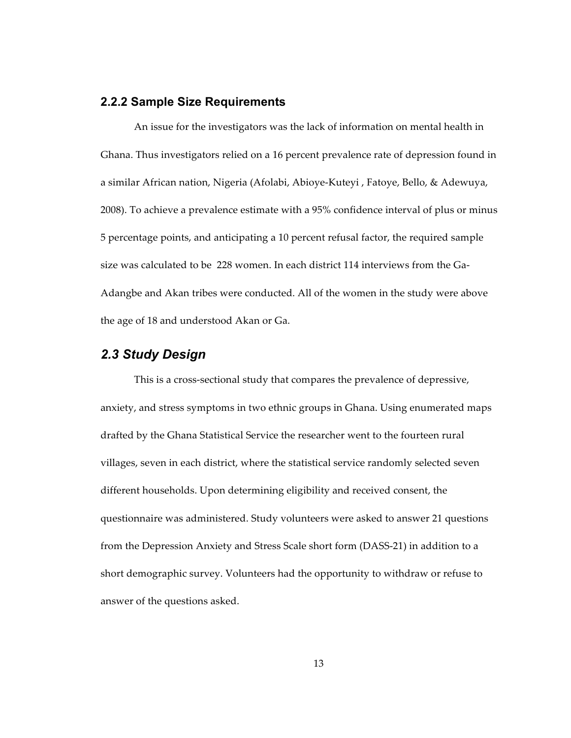### 2.2.2 Sample Size Requirements

An issue for the investigators was the lack of information on mental health in Ghana. Thus investigators relied on a 16 percent prevalence rate of depression found in a similar African nation, Nigeria (Afolabi, Abioye-Kuteyi , Fatoye, Bello, & Adewuya, 2008). To achieve a prevalence estimate with a 95% confidence interval of plus or minus 5 percentage points, and anticipating a 10 percent refusal factor, the required sample size was calculated to be 228 women. In each district 114 interviews from the Ga-Adangbe and Akan tribes were conducted. All of the women in the study were above the age of 18 and understood Akan or Ga.

## *2.3 Study Design*

This is a cross-sectional study that compares the prevalence of depressive, anxiety, and stress symptoms in two ethnic groups in Ghana. Using enumerated maps drafted by the Ghana Statistical Service the researcher went to the fourteen rural villages, seven in each district, where the statistical service randomly selected seven different households. Upon determining eligibility and received consent, the questionnaire was administered. Study volunteers were asked to answer 21 questions from the Depression Anxiety and Stress Scale short form (DASS-21) in addition to a short demographic survey. Volunteers had the opportunity to withdraw or refuse to answer of the questions asked.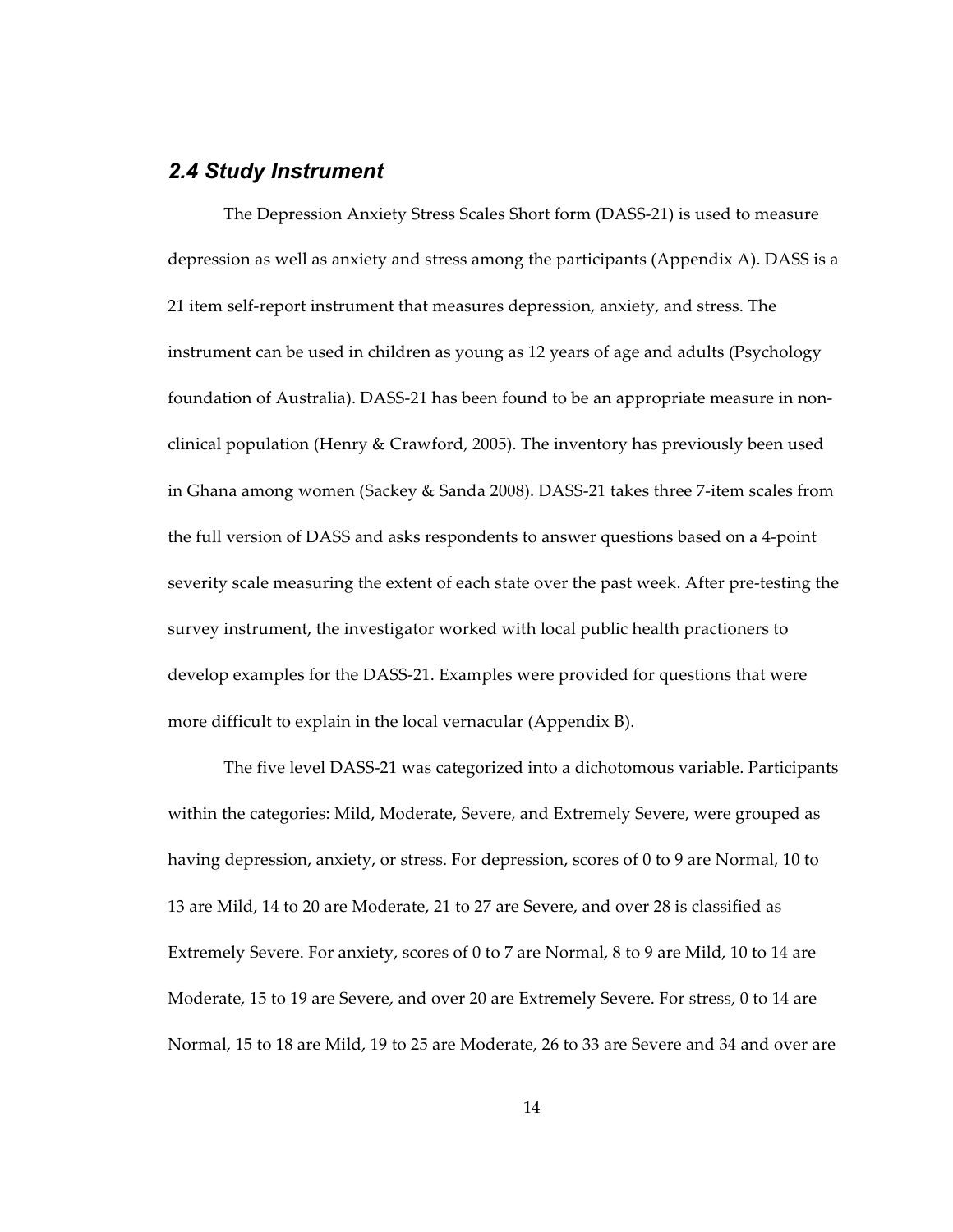## *2.4 Study Instrument*

The Depression Anxiety Stress Scales Short form (DASS-21) is used to measure depression as well as anxiety and stress among the participants (Appendix A). DASS is a 21 item self-report instrument that measures depression, anxiety, and stress. The instrument can be used in children as young as 12 years of age and adults (Psychology foundation of Australia). DASS-21 has been found to be an appropriate measure in non-clinical population (Henry & Crawford, 2005). The inventory has previously been used in Ghana among women (Sackey & Sanda 2008). DASS-21 takes three 7-item scales from the full version of DASS and asks respondents to answer questions based on a 4-point severity scale measuring the extent of each state over the past week. After pre-testing the survey instrument, the investigator worked with local public health practioners to develop examples for the DASS-21. Examples were provided for questions that were more difficult to explain in the local vernacular (Appendix B).

The five level DASS-21 was categorized into a dichotomous variable. Participants within the categories: Mild, Moderate, Severe, and Extremely Severe, were grouped as having depression, anxiety, or stress. For depression, scores of 0 to 9 are Normal, 10 to 13 are Mild, 14 to 20 are Moderate, 21 to 27 are Severe, and over 28 is classified as Extremely Severe. For anxiety, scores of 0 to 7 are Normal, 8 to 9 are Mild, 10 to 14 are Moderate, 15 to 19 are Severe, and over 20 are Extremely Severe. For stress, 0 to 14 are Normal, 15 to 18 are Mild, 19 to 25 are Moderate, 26 to 33 are Severe and 34 and over are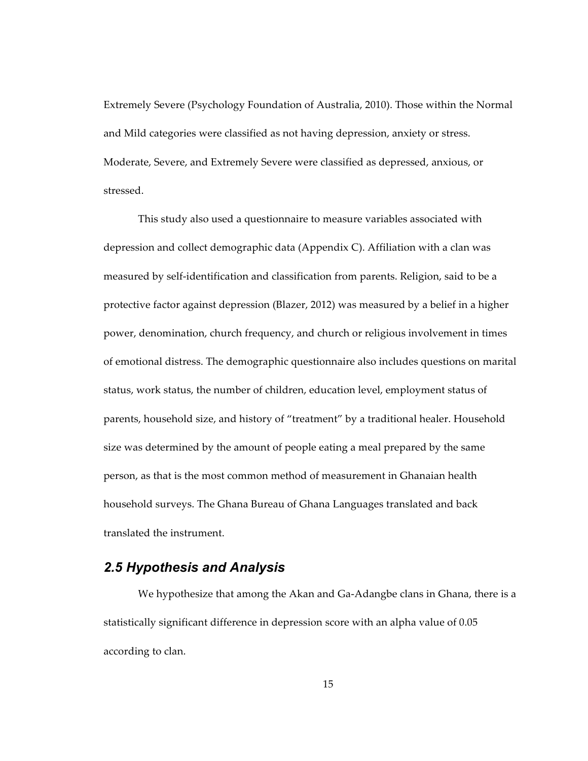Extremely Severe (Psychology Foundation of Australia, 2010). Those within the Normal and Mild categories were classified as not having depression, anxiety or stress. Moderate, Severe, and Extremely Severe were classified as depressed, anxious, or stressed.

This study also used a questionnaire to measure variables associated with depression and collect demographic data (Appendix C). Affiliation with a clan was measured by self-identification and classification from parents. Religion, said to be a protective factor against depression (Blazer, 2012) was measured by a belief in a higher power, denomination, church frequency, and church or religious involvement in times of emotional distress. The demographic questionnaire also includes questions on marital status, work status, the number of children, education level, employment status of parents, household size, and history of "treatment" by a traditional healer. Household size was determined by the amount of people eating a meal prepared by the same person, as that is the most common method of measurement in Ghanaian health household surveys. The Ghana Bureau of Ghana Languages translated and back translated the instrument.

## *2.5 Hypothesis and Analysis*

We hypothesize that among the Akan and Ga-Adangbe clans in Ghana, there is a statistically significant difference in depression score with an alpha value of 0.05 according to clan.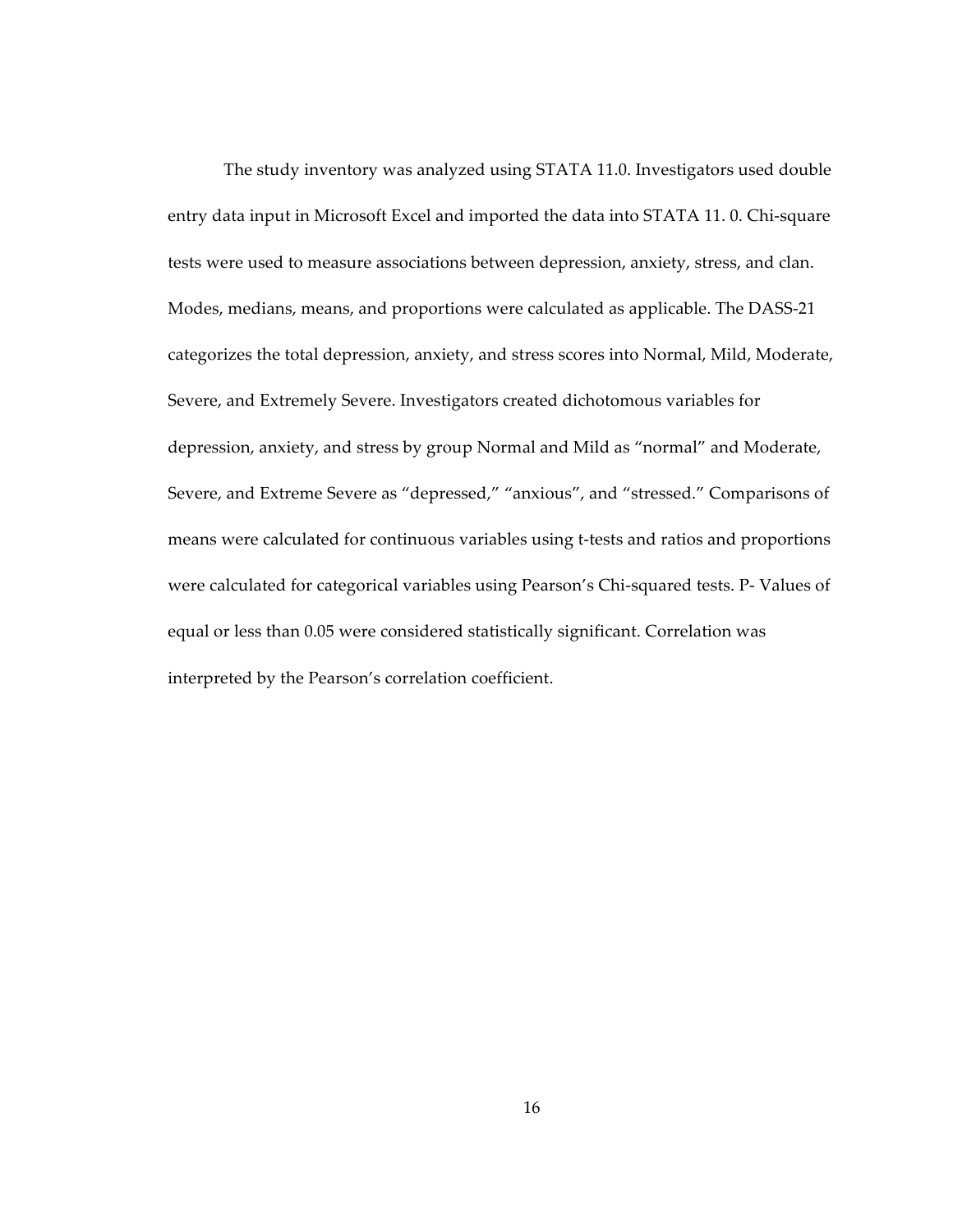The study inventory was analyzed using STATA 11.0. Investigators used double entry data input in Microsoft Excel and imported the data into STATA 11. 0. Chi-square tests were used to measure associations between depression, anxiety, stress, and clan. Modes, medians, means, and proportions were calculated as applicable. The DASS-21 categorizes the total depression, anxiety, and stress scores into Normal, Mild, Moderate, Severe, and Extremely Severe. Investigators created dichotomous variables for depression, anxiety, and stress by group Normal and Mild as "normal" and Moderate, Severe, and Extreme Severe as "depressed," "anxious", and "stressed." Comparisons of means were calculated for continuous variables using t-tests and ratios and proportions were calculated for categorical variables using Pearson's Chi-squared tests. P- Values of equal or less than 0.05 were considered statistically significant. Correlation was interpreted by the Pearson's correlation coefficient.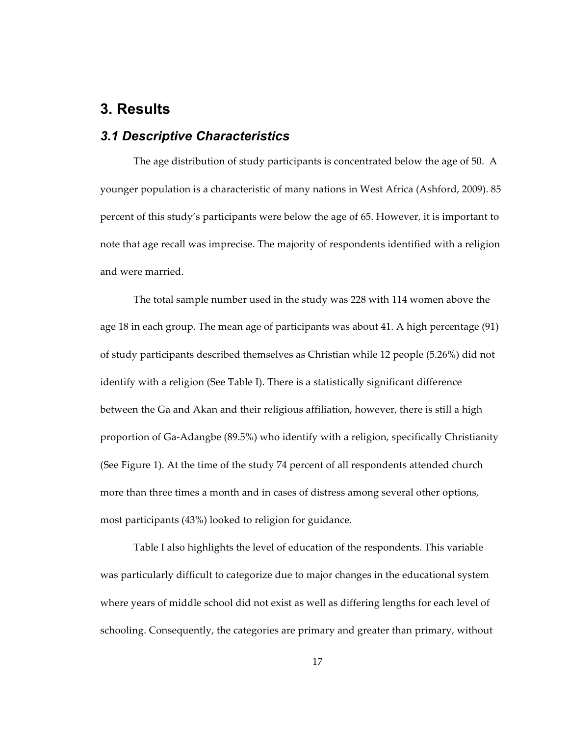# 3. Results

## *3.1 Descriptive Characteristics*

The age distribution of study participants is concentrated below the age of 50. A younger population is a characteristic of many nations in West Africa (Ashford, 2009). 85 percent of this study's participants were below the age of 65. However, it is important to note that age recall was imprecise. The majority of respondents identified with a religion and were married.

The total sample number used in the study was 228 with 114 women above the age 18 in each group. The mean age of participants was about 41. A high percentage (91) of study participants described themselves as Christian while 12 people (5.26%) did not identify with a religion (See Table I). There is a statistically significant difference between the Ga and Akan and their religious affiliation, however, there is still a high proportion of Ga-Adangbe (89.5%) who identify with a religion, specifically Christianity (See Figure 1). At the time of the study 74 percent of all respondents attended church more than three times a month and in cases of distress among several other options, most participants (43%) looked to religion for guidance.

Table I also highlights the level of education of the respondents. This variable was particularly difficult to categorize due to major changes in the educational system where years of middle school did not exist as well as differing lengths for each level of schooling. Consequently, the categories are primary and greater than primary, without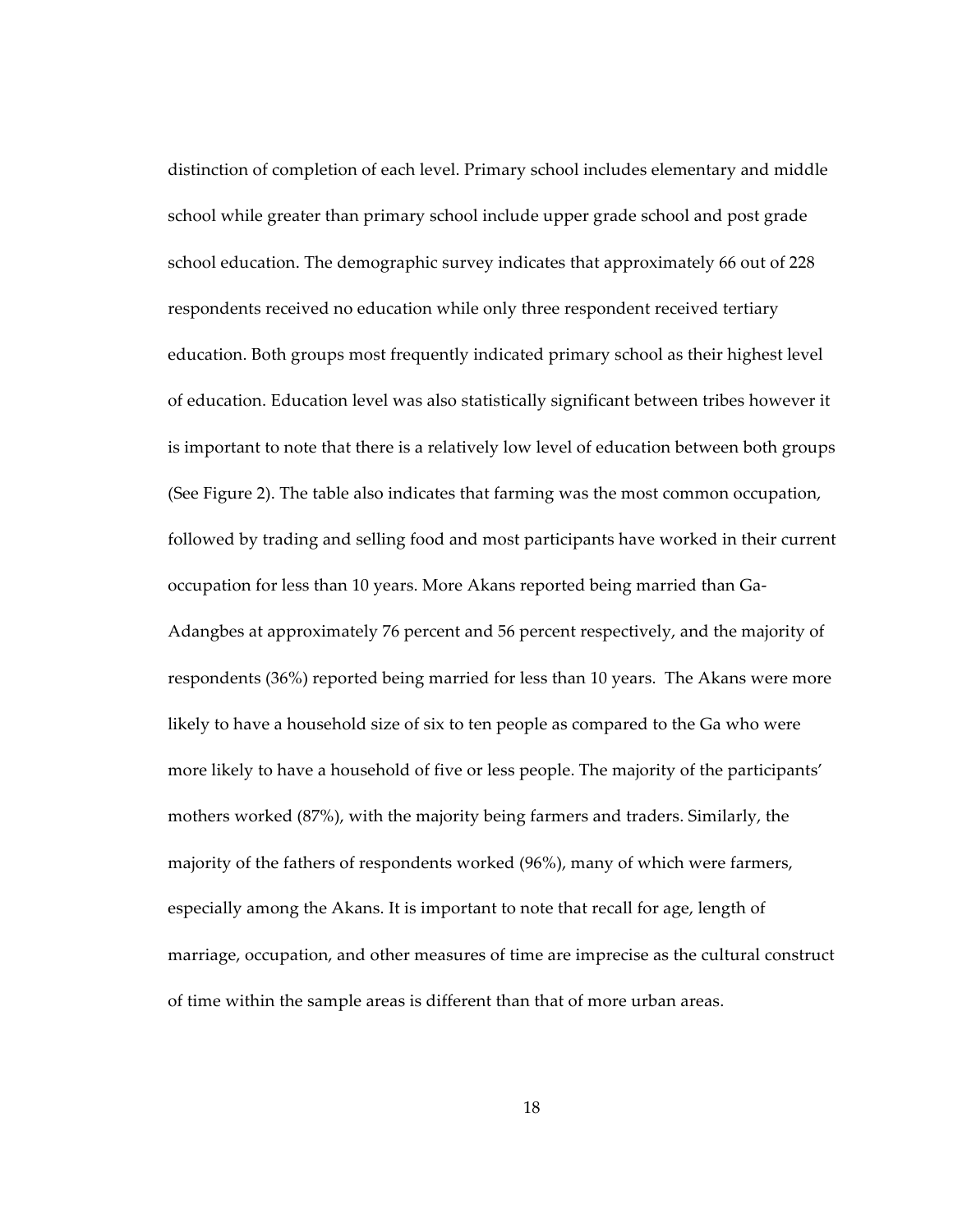distinction of completion of each level. Primary school includes elementary and middle school while greater than primary school include upper grade school and post grade school education. The demographic survey indicates that approximately 66 out of 228 respondents received no education while only three respondent received tertiary education. Both groups most frequently indicated primary school as their highest level of education. Education level was also statistically significant between tribes however it is important to note that there is a relatively low level of education between both groups (See Figure 2). The table also indicates that farming was the most common occupation, followed by trading and selling food and most participants have worked in their current occupation for less than 10 years. More Akans reported being married than Ga-Adangbes at approximately 76 percent and 56 percent respectively, and the majority of respondents (36%) reported being married for less than 10 years. The Akans were more likely to have a household size of six to ten people as compared to the Ga who were more likely to have a household of five or less people. The majority of the participants' mothers worked (87%), with the majority being farmers and traders. Similarly, the majority of the fathers of respondents worked (96%), many of which were farmers, especially among the Akans. It is important to note that recall for age, length of marriage, occupation, and other measures of time are imprecise as the cultural construct of time within the sample areas is different than that of more urban areas.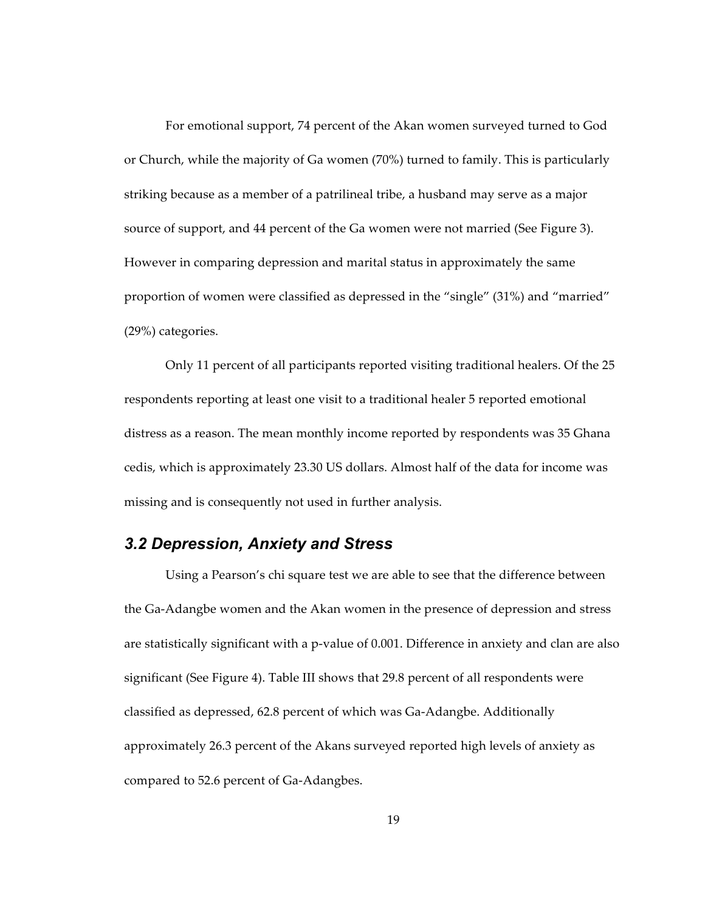For emotional support, 74 percent of the Akan women surveyed turned to God or Church, while the majority of Ga women (70%) turned to family. This is particularly striking because as a member of a patrilineal tribe, a husband may serve as a major source of support, and 44 percent of the Ga women were not married (See Figure 3). However in comparing depression and marital status in approximately the same proportion of women were classified as depressed in the "single" (31%) and "married" (29%) categories.

Only 11 percent of all participants reported visiting traditional healers. Of the 25 respondents reporting at least one visit to a traditional healer 5 reported emotional distress as a reason. The mean monthly income reported by respondents was 35 Ghana cedis, which is approximately 23.30 US dollars. Almost half of the data for income was missing and is consequently not used in further analysis.

## *3.2 Depression, Anxiety and Stress*

Using a Pearson's chi square test we are able to see that the difference between the Ga-Adangbe women and the Akan women in the presence of depression and stress are statistically significant with a p-value of 0.001. Difference in anxiety and clan are also significant (See Figure 4). Table III shows that 29.8 percent of all respondents were classified as depressed, 62.8 percent of which was Ga-Adangbe. Additionally approximately 26.3 percent of the Akans surveyed reported high levels of anxiety as compared to 52.6 percent of Ga-Adangbes.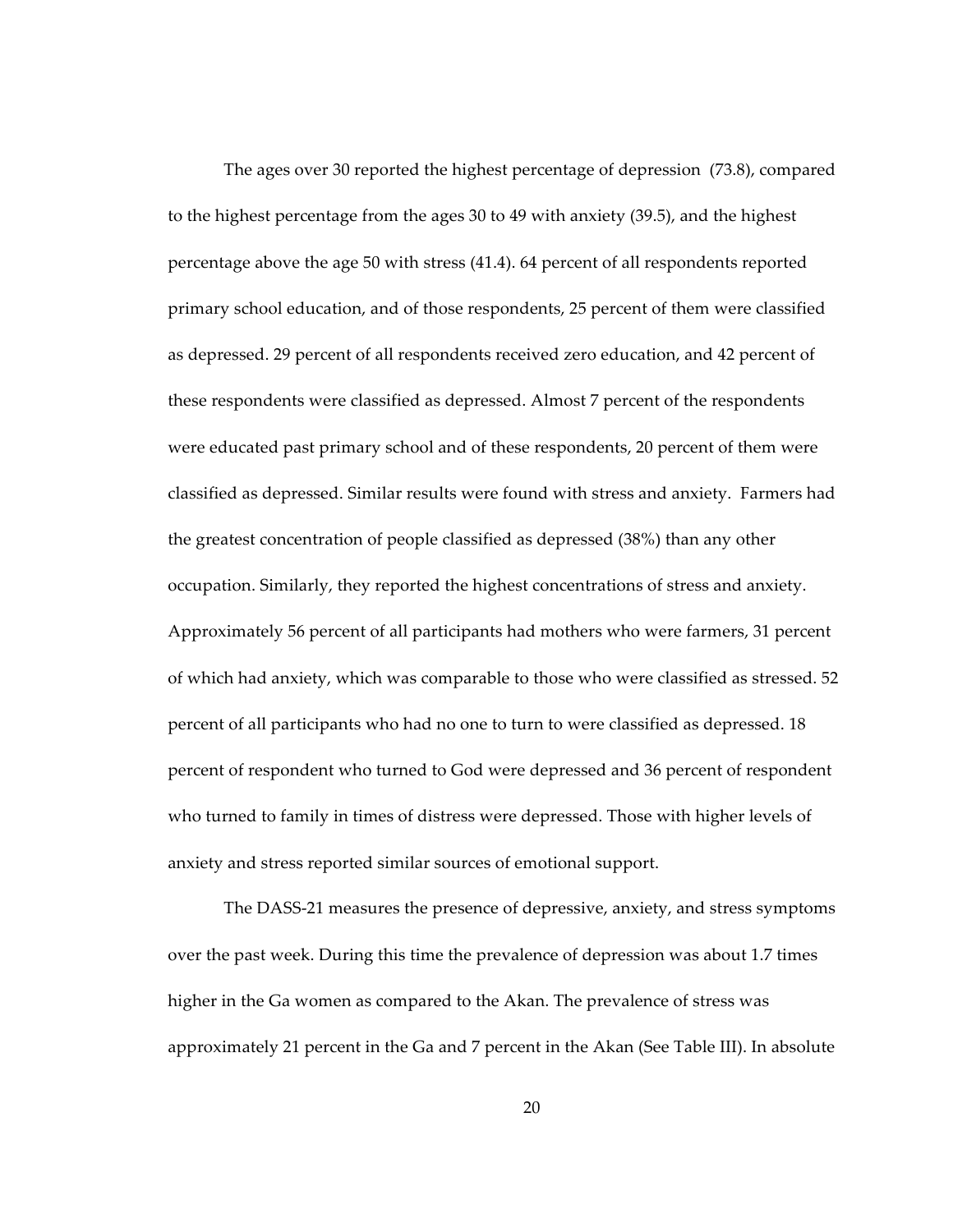The ages over 30 reported the highest percentage of depression (73.8), compared to the highest percentage from the ages 30 to 49 with anxiety (39.5), and the highest percentage above the age 50 with stress (41.4). 64 percent of all respondents reported primary school education, and of those respondents, 25 percent of them were classified as depressed. 29 percent of all respondents received zero education, and 42 percent of these respondents were classified as depressed. Almost 7 percent of the respondents were educated past primary school and of these respondents, 20 percent of them were classified as depressed. Similar results were found with stress and anxiety. Farmers had the greatest concentration of people classified as depressed (38%) than any other occupation. Similarly, they reported the highest concentrations of stress and anxiety. Approximately 56 percent of all participants had mothers who were farmers, 31 percent of which had anxiety, which was comparable to those who were classified as stressed. 52 percent of all participants who had no one to turn to were classified as depressed. 18 percent of respondent who turned to God were depressed and 36 percent of respondent who turned to family in times of distress were depressed. Those with higher levels of anxiety and stress reported similar sources of emotional support.

The DASS-21 measures the presence of depressive, anxiety, and stress symptoms over the past week. During this time the prevalence of depression was about 1.7 times higher in the Ga women as compared to the Akan. The prevalence of stress was approximately 21 percent in the Ga and 7 percent in the Akan (See Table III). In absolute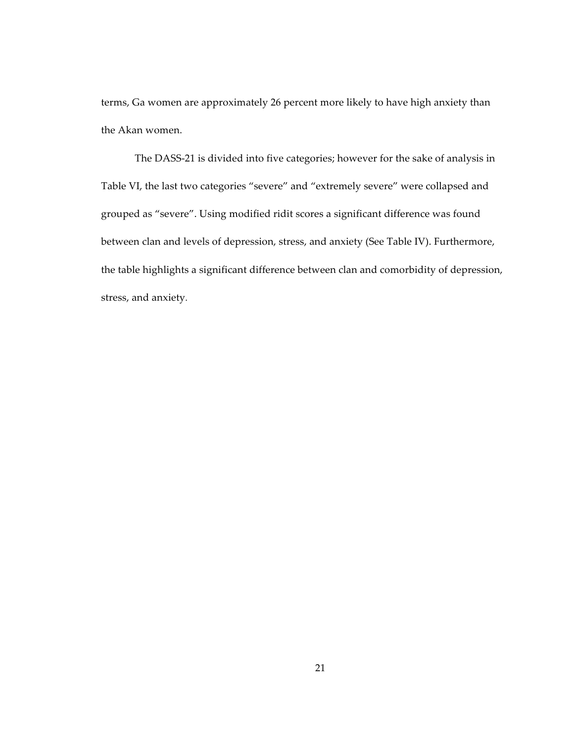terms, Ga women are approximately 26 percent more likely to have high anxiety than the Akan women.

The DASS-21 is divided into five categories; however for the sake of analysis in Table VI, the last two categories "severe" and "extremely severe" were collapsed and grouped as "severe". Using modified ridit scores a significant difference was found between clan and levels of depression, stress, and anxiety (See Table IV). Furthermore, the table highlights a significant difference between clan and comorbidity of depression, stress, and anxiety.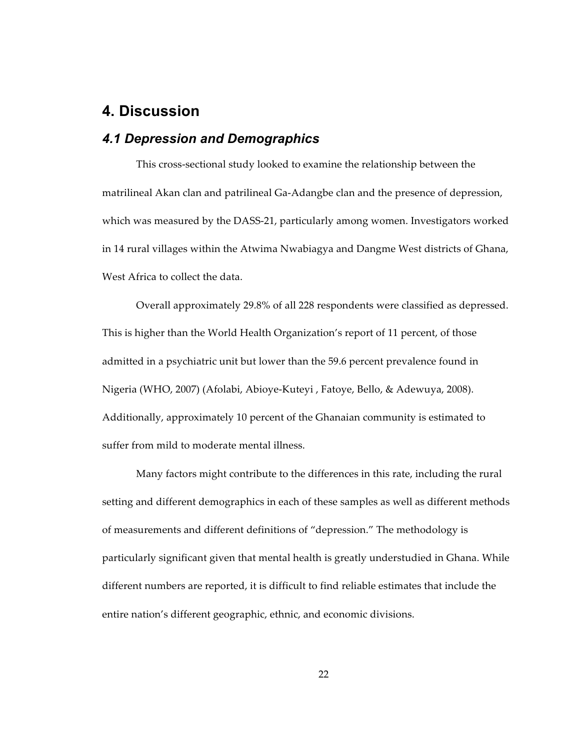# 4. Discussion

## *4.1 Depression and Demographics*

This cross-sectional study looked to examine the relationship between the matrilineal Akan clan and patrilineal Ga-Adangbe clan and the presence of depression, which was measured by the DASS-21, particularly among women. Investigators worked in 14 rural villages within the Atwima Nwabiagya and Dangme West districts of Ghana, West Africa to collect the data.

Overall approximately 29.8% of all 228 respondents were classified as depressed. This is higher than the World Health Organization's report of 11 percent, of those admitted in a psychiatric unit but lower than the 59.6 percent prevalence found in Nigeria (WHO, 2007) (Afolabi, Abioye-Kuteyi , Fatoye, Bello, & Adewuya, 2008). Additionally, approximately 10 percent of the Ghanaian community is estimated to suffer from mild to moderate mental illness.

Many factors might contribute to the differences in this rate, including the rural setting and different demographics in each of these samples as well as different methods of measurements and different definitions of "depression." The methodology is particularly significant given that mental health is greatly understudied in Ghana. While different numbers are reported, it is difficult to find reliable estimates that include the entire nation's different geographic, ethnic, and economic divisions.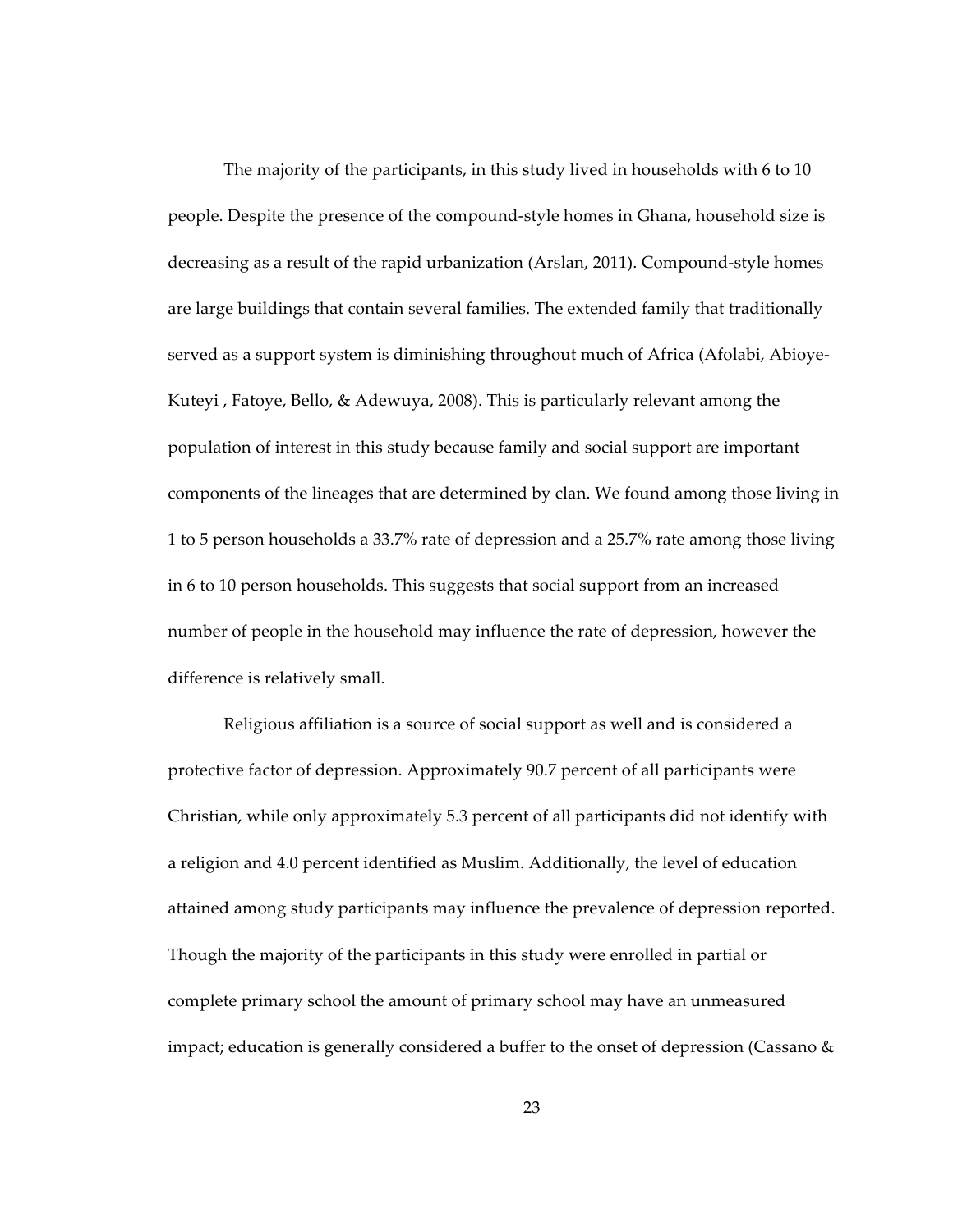The majority of the participants, in this study lived in households with 6 to 10 people. Despite the presence of the compound-style homes in Ghana, household size is decreasing as a result of the rapid urbanization (Arslan, 2011). Compound-style homes are large buildings that contain several families. The extended family that traditionally served as a support system is diminishing throughout much of Africa (Afolabi, Abioye-Kuteyi , Fatoye, Bello, & Adewuya, 2008). This is particularly relevant among the population of interest in this study because family and social support are important components of the lineages that are determined by clan. We found among those living in 1 to 5 person households a 33.7% rate of depression and a 25.7% rate among those living in 6 to 10 person households. This suggests that social support from an increased number of people in the household may influence the rate of depression, however the difference is relatively small.

Religious affiliation is a source of social support as well and is considered a protective factor of depression. Approximately 90.7 percent of all participants were Christian, while only approximately 5.3 percent of all participants did not identify with a religion and 4.0 percent identified as Muslim. Additionally, the level of education attained among study participants may influence the prevalence of depression reported. Though the majority of the participants in this study were enrolled in partial or complete primary school the amount of primary school may have an unmeasured impact; education is generally considered a buffer to the onset of depression (Cassano &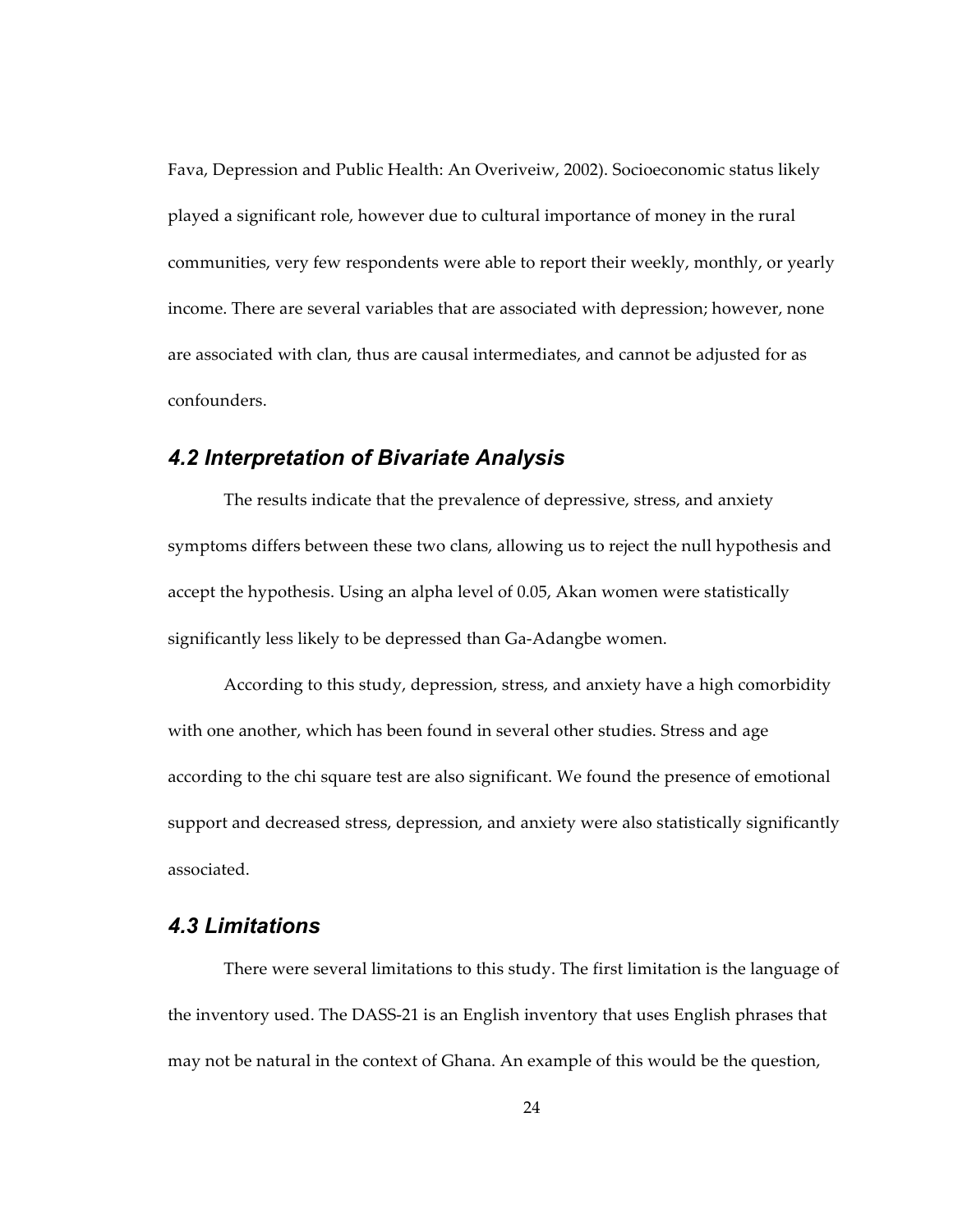Fava, Depression and Public Health: An Overiveiw, 2002). Socioeconomic status likely played a significant role, however due to cultural importance of money in the rural communities, very few respondents were able to report their weekly, monthly, or yearly income. There are several variables that are associated with depression; however, none are associated with clan, thus are causal intermediates, and cannot be adjusted for as confounders.

## *4.2 Interpretation of Bivariate Analysis*

The results indicate that the prevalence of depressive, stress, and anxiety symptoms differs between these two clans, allowing us to reject the null hypothesis and accept the hypothesis. Using an alpha level of 0.05, Akan women were statistically significantly less likely to be depressed than Ga-Adangbe women.

According to this study, depression, stress, and anxiety have a high comorbidity with one another, which has been found in several other studies. Stress and age according to the chi square test are also significant. We found the presence of emotional support and decreased stress, depression, and anxiety were also statistically significantly associated.

## *4.3 Limitations*

There were several limitations to this study. The first limitation is the language of the inventory used. The DASS-21 is an English inventory that uses English phrases that may not be natural in the context of Ghana. An example of this would be the question,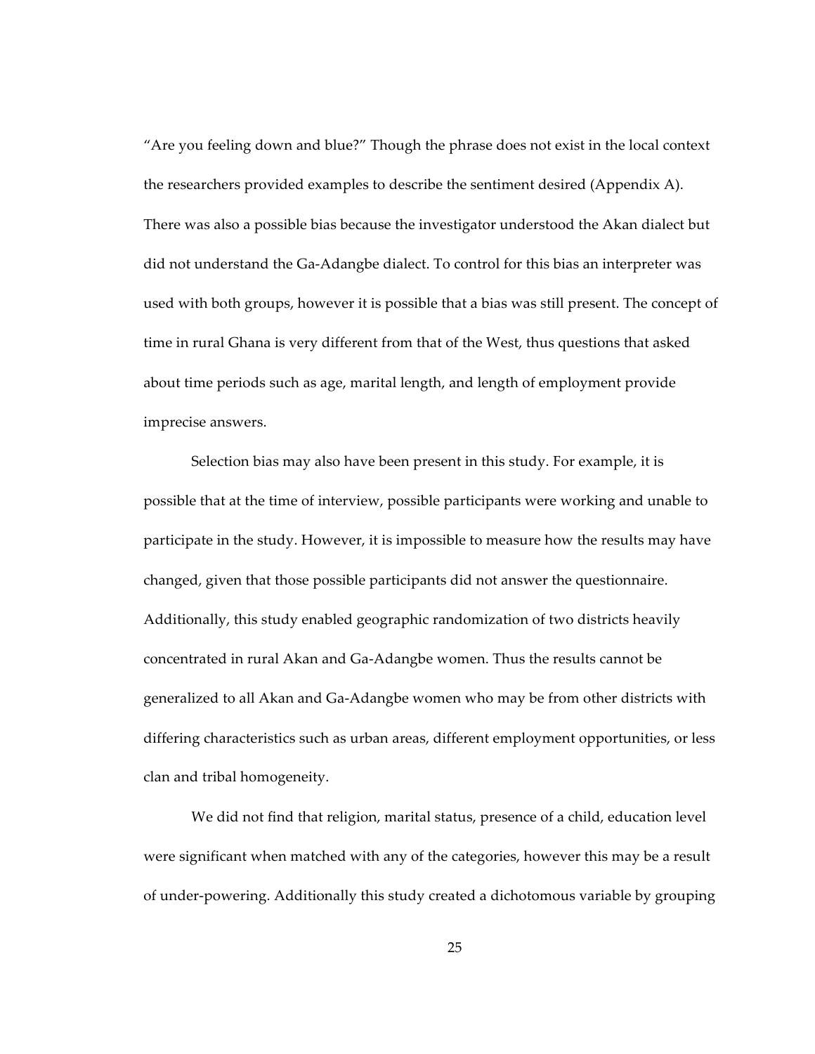"Are you feeling down and blue?" Though the phrase does not exist in the local context the researchers provided examples to describe the sentiment desired (Appendix A). There was also a possible bias because the investigator understood the Akan dialect but did not understand the Ga-Adangbe dialect. To control for this bias an interpreter was used with both groups, however it is possible that a bias was still present. The concept of time in rural Ghana is very different from that of the West, thus questions that asked about time periods such as age, marital length, and length of employment provide imprecise answers.

Selection bias may also have been present in this study. For example, it is possible that at the time of interview, possible participants were working and unable to participate in the study. However, it is impossible to measure how the results may have changed, given that those possible participants did not answer the questionnaire. Additionally, this study enabled geographic randomization of two districts heavily concentrated in rural Akan and Ga-Adangbe women. Thus the results cannot be generalized to all Akan and Ga-Adangbe women who may be from other districts with differing characteristics such as urban areas, different employment opportunities, or less clan and tribal homogeneity.

We did not find that religion, marital status, presence of a child, education level were significant when matched with any of the categories, however this may be a result of under-powering. Additionally this study created a dichotomous variable by grouping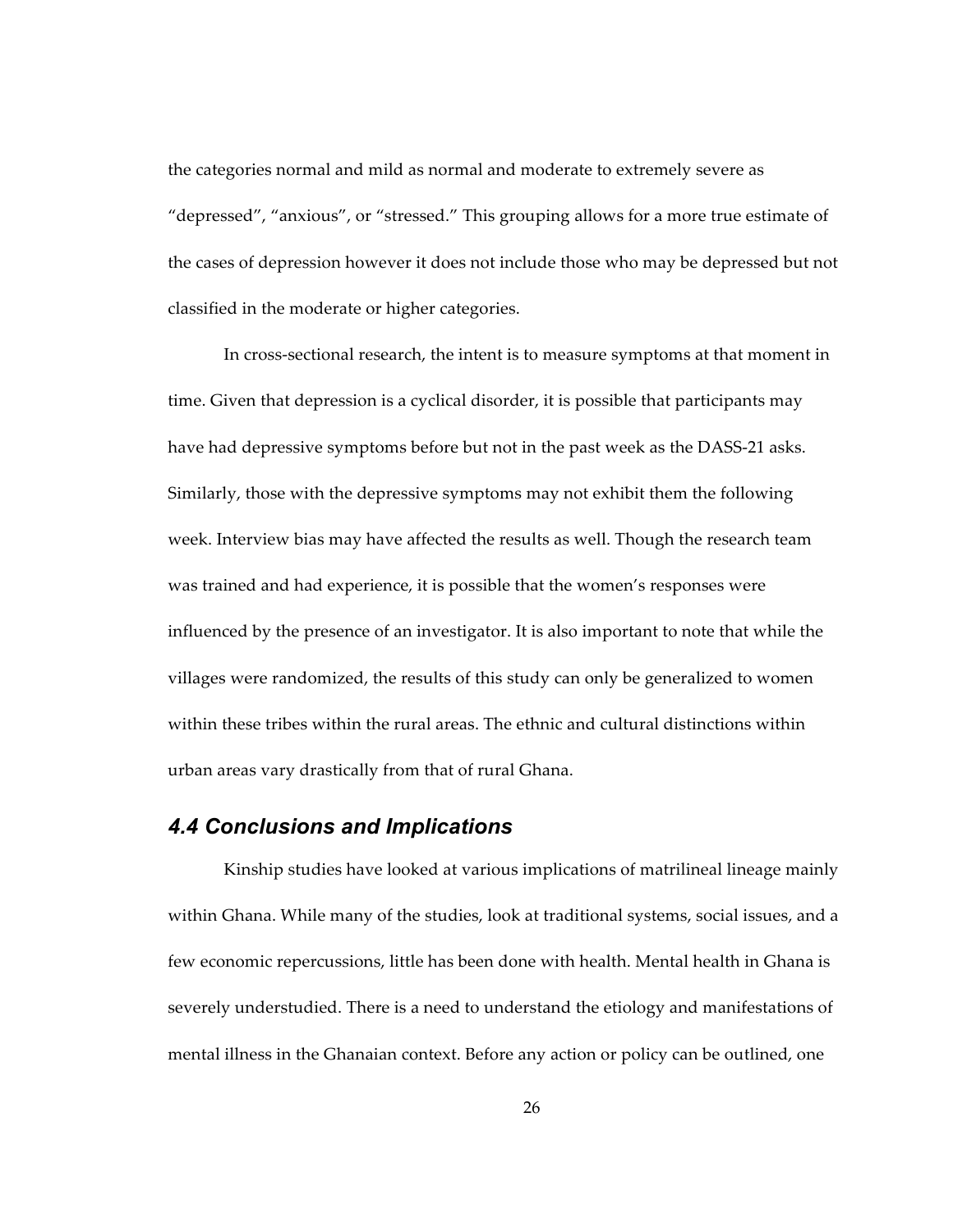the categories normal and mild as normal and moderate to extremely severe as "depressed", "anxious", or "stressed." This grouping allows for a more true estimate of the cases of depression however it does not include those who may be depressed but not classified in the moderate or higher categories.

In cross-sectional research, the intent is to measure symptoms at that moment in time. Given that depression is a cyclical disorder, it is possible that participants may have had depressive symptoms before but not in the past week as the DASS-21 asks. Similarly, those with the depressive symptoms may not exhibit them the following week. Interview bias may have affected the results as well. Though the research team was trained and had experience, it is possible that the women's responses were influenced by the presence of an investigator. It is also important to note that while the villages were randomized, the results of this study can only be generalized to women within these tribes within the rural areas. The ethnic and cultural distinctions within urban areas vary drastically from that of rural Ghana.

## *4.4 Conclusions and Implications*

Kinship studies have looked at various implications of matrilineal lineage mainly within Ghana. While many of the studies, look at traditional systems, social issues, and a few economic repercussions, little has been done with health. Mental health in Ghana is severely understudied. There is a need to understand the etiology and manifestations of mental illness in the Ghanaian context. Before any action or policy can be outlined, one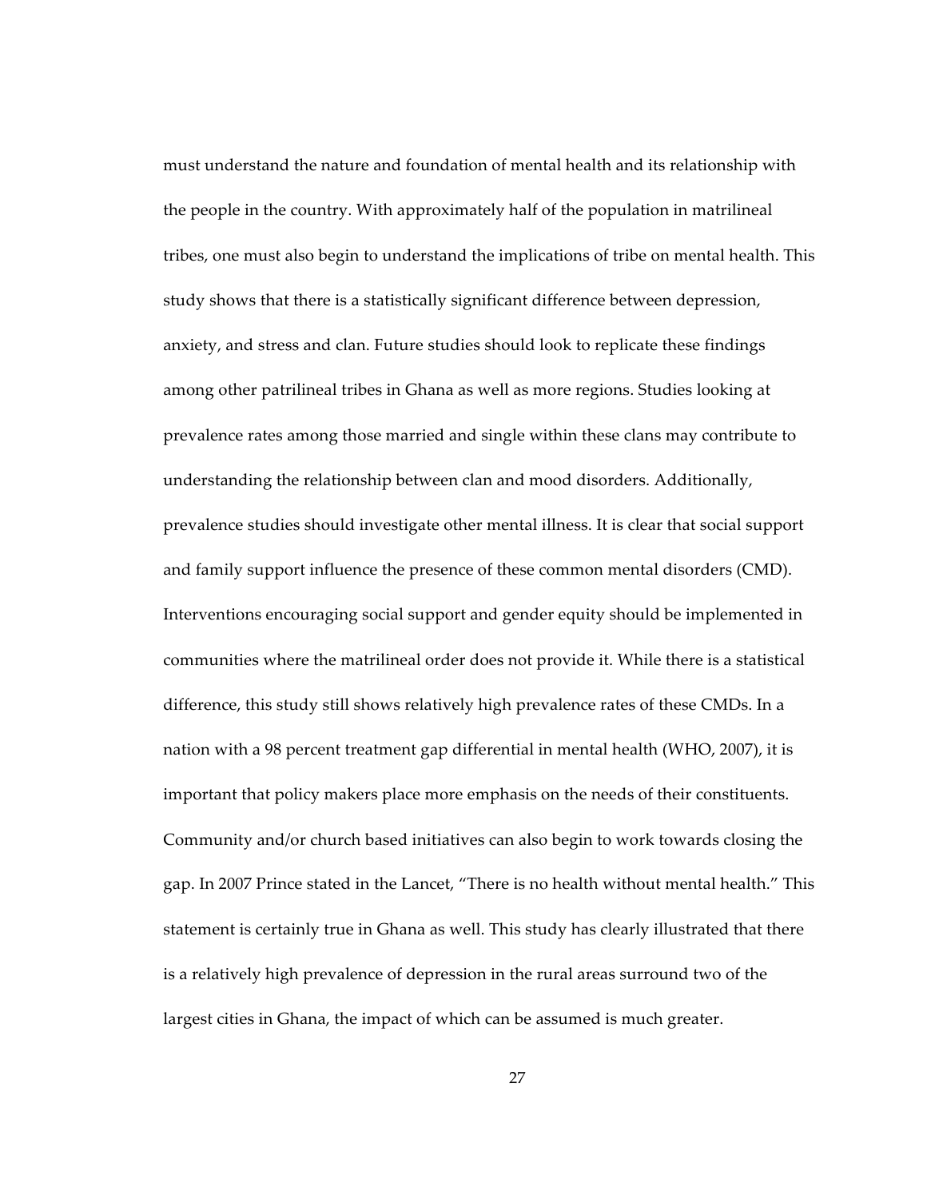must understand the nature and foundation of mental health and its relationship with the people in the country. With approximately half of the population in matrilineal tribes, one must also begin to understand the implications of tribe on mental health. This study shows that there is a statistically significant difference between depression, anxiety, and stress and clan. Future studies should look to replicate these findings among other patrilineal tribes in Ghana as well as more regions. Studies looking at prevalence rates among those married and single within these clans may contribute to understanding the relationship between clan and mood disorders. Additionally, prevalence studies should investigate other mental illness. It is clear that social support and family support influence the presence of these common mental disorders (CMD). Interventions encouraging social support and gender equity should be implemented in communities where the matrilineal order does not provide it. While there is a statistical difference, this study still shows relatively high prevalence rates of these CMDs. In a nation with a 98 percent treatment gap differential in mental health (WHO, 2007), it is important that policy makers place more emphasis on the needs of their constituents. Community and/or church based initiatives can also begin to work towards closing the gap. In 2007 Prince stated in the Lancet, "There is no health without mental health." This statement is certainly true in Ghana as well. This study has clearly illustrated that there is a relatively high prevalence of depression in the rural areas surround two of the largest cities in Ghana, the impact of which can be assumed is much greater.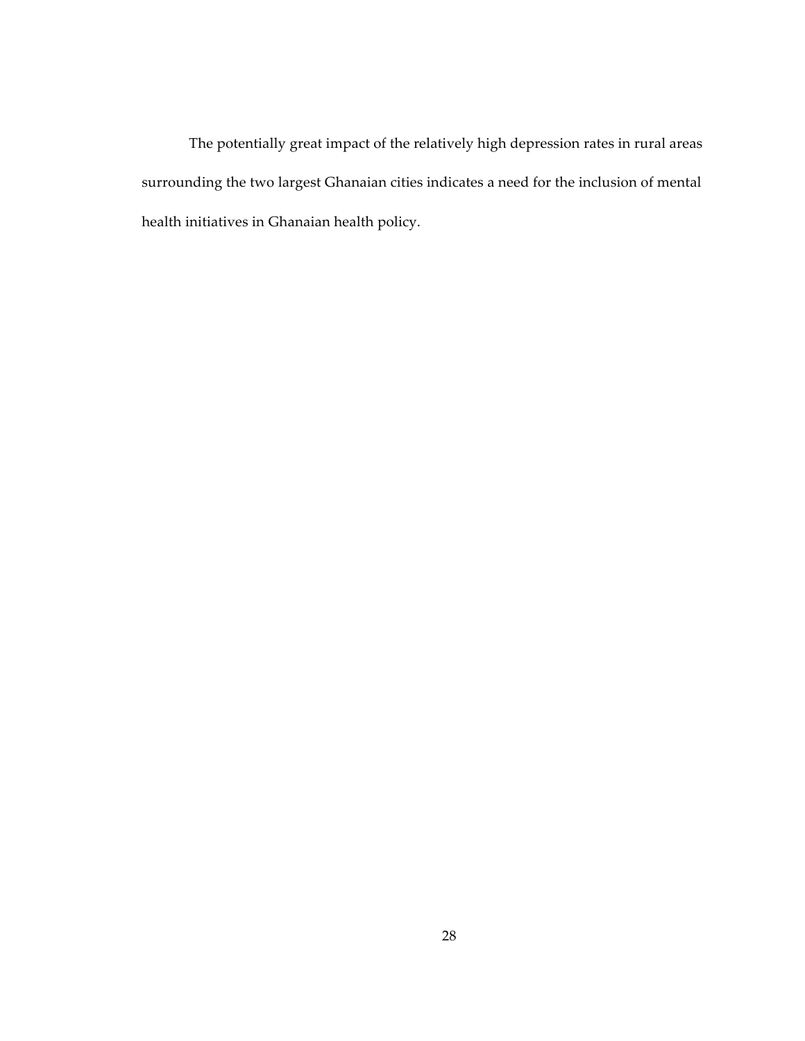The potentially great impact of the relatively high depression rates in rural areas surrounding the two largest Ghanaian cities indicates a need for the inclusion of mental health initiatives in Ghanaian health policy.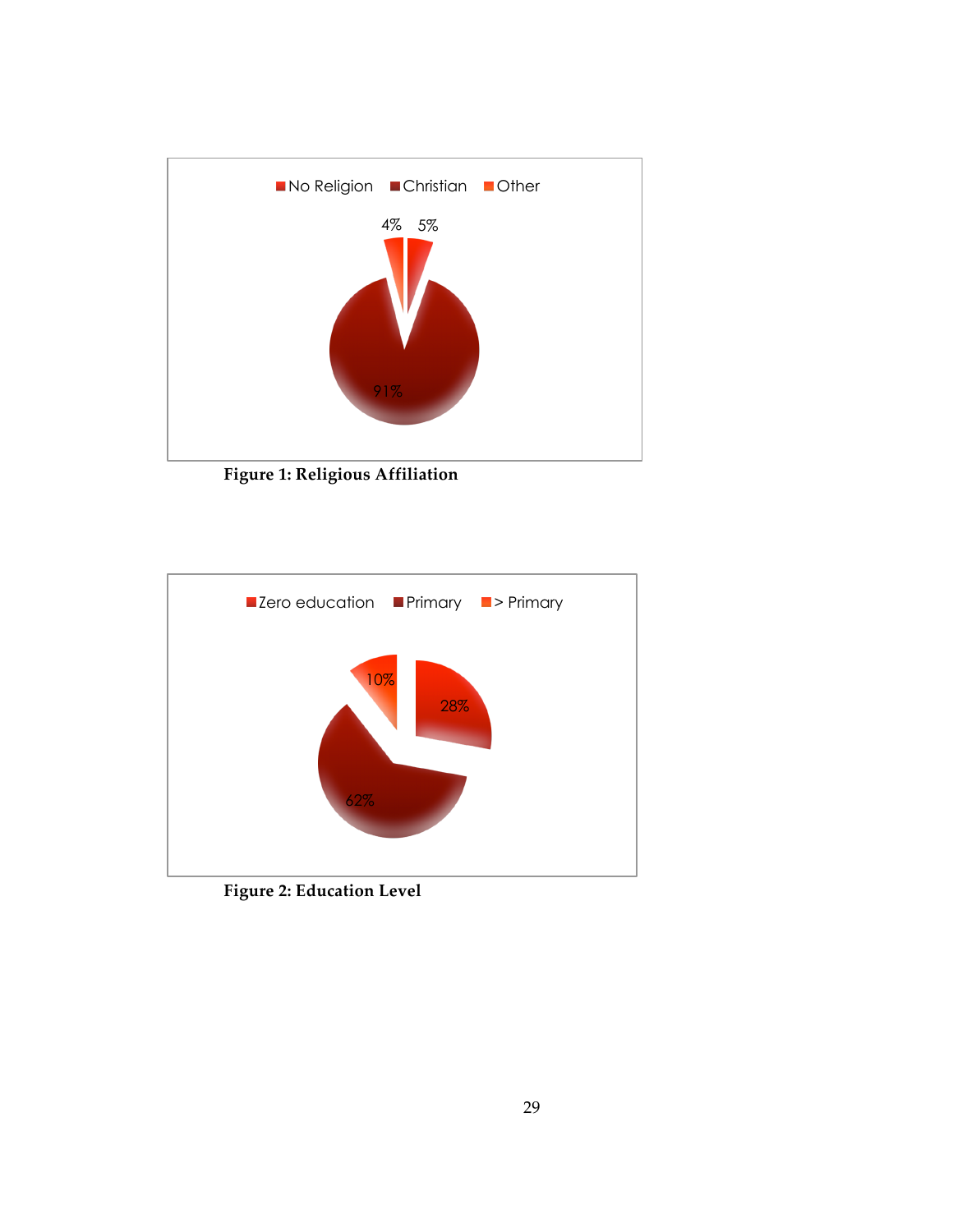**Figure 1: Religious Affiliation**

**Figure 2: Education Level**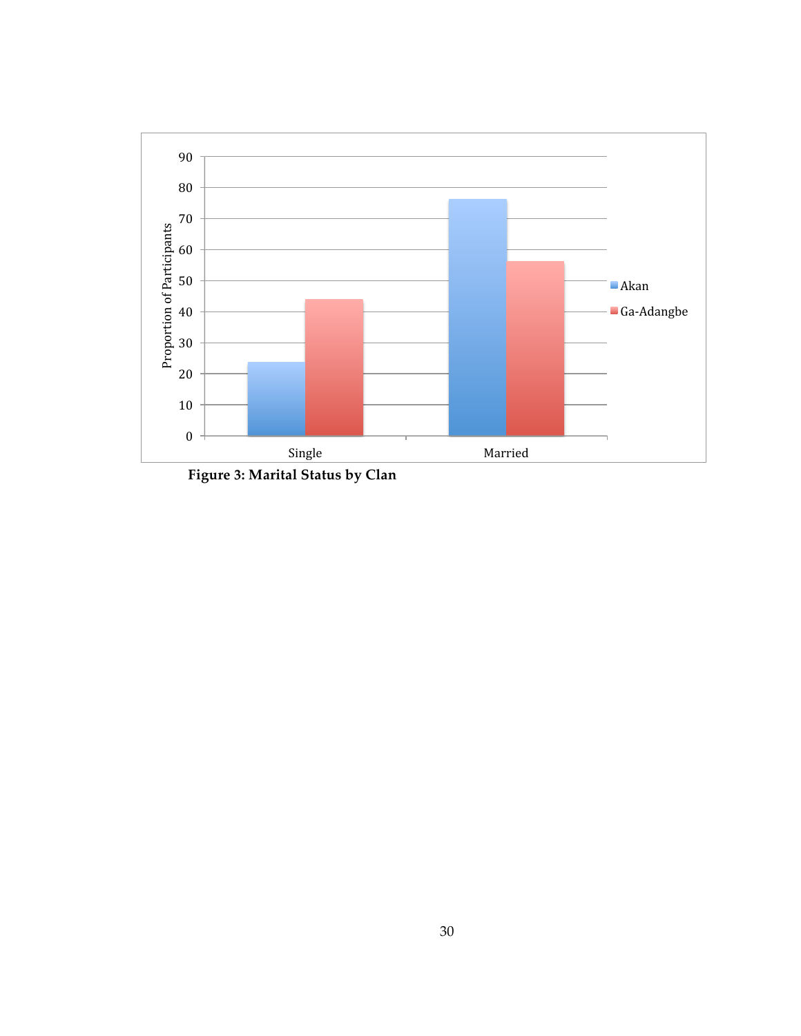**Figure 3: Marital Status by Clan**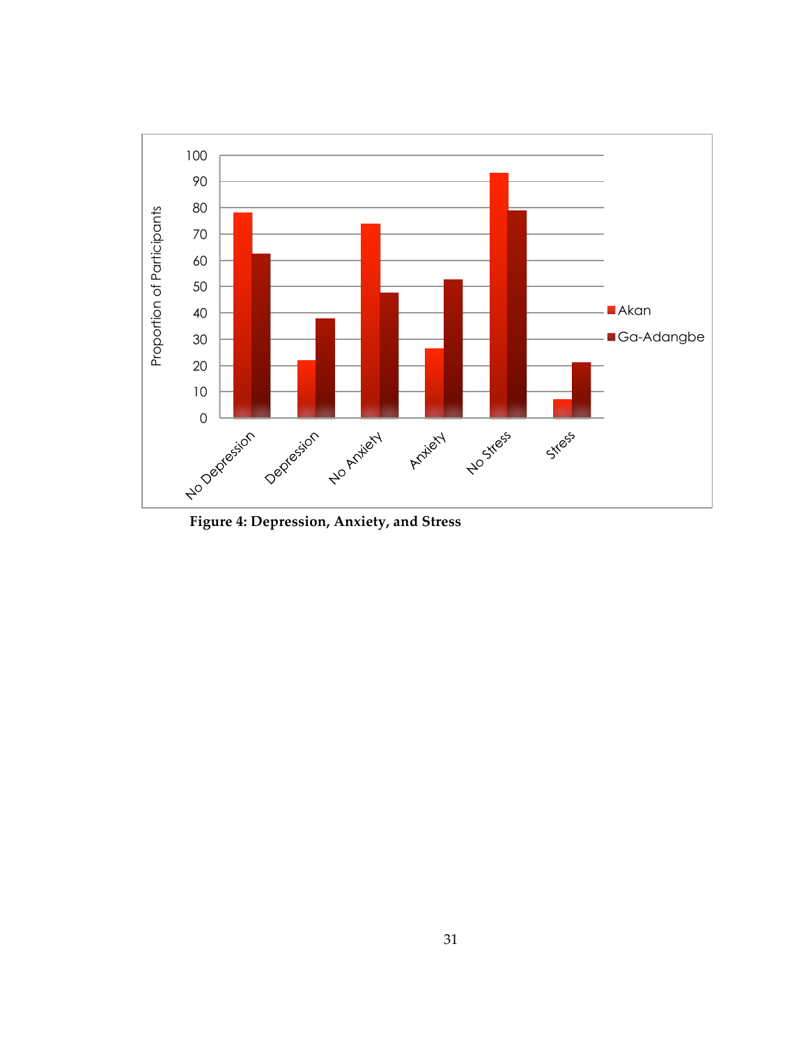Figure 4: Depression, Anxiety, and Stress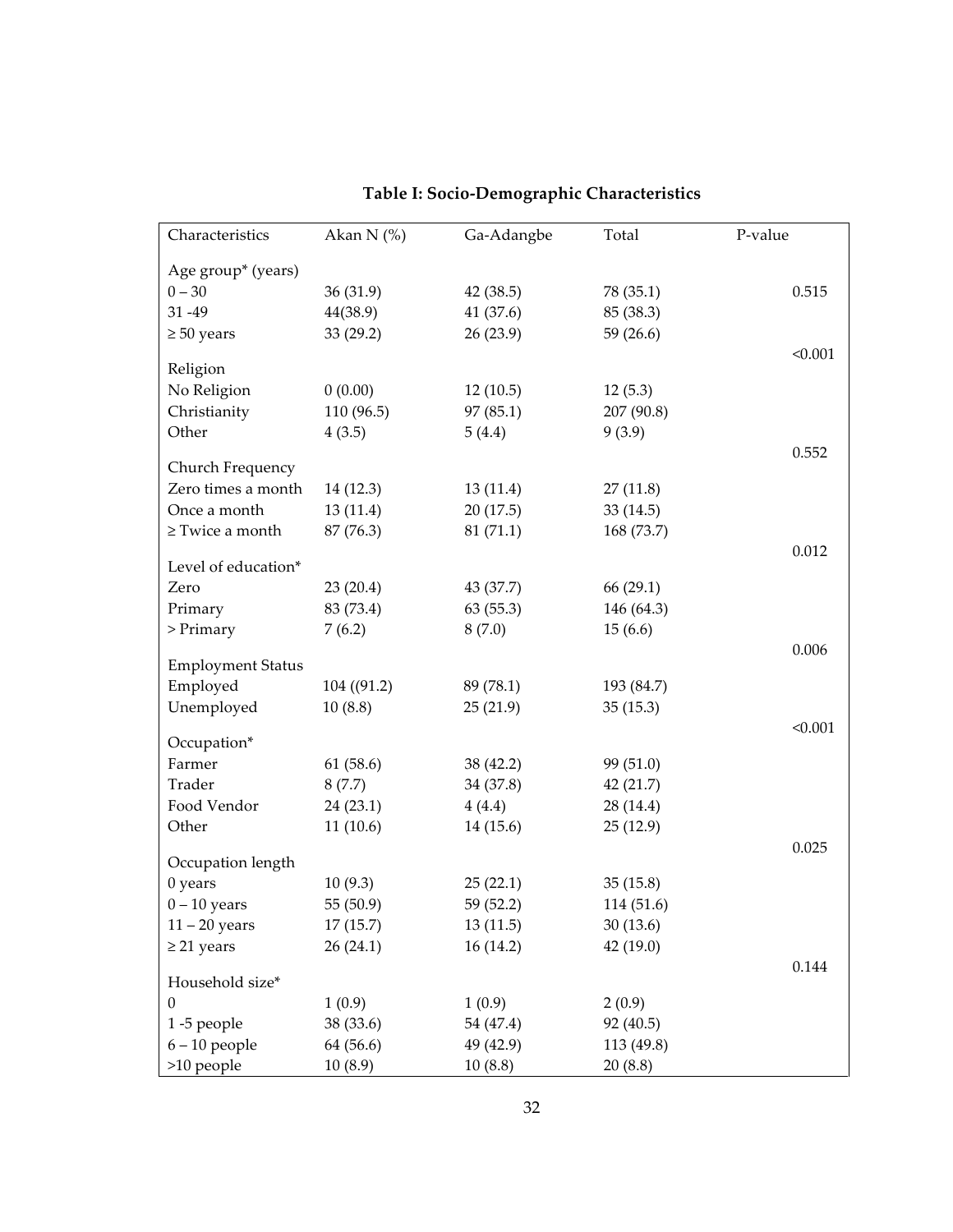**Table I: Socio-Demographic Characteristics**

| Characteristics | Akan N (%) | Ga-Adangbe | Total | P-value |
|---|---|---|---|---|
| Age group* (years) | | | | |
| 0 – 30 | 36 (31.9) | 42 (38.5) | 78 (35.1) | 0.515 |
| 31 -49 | 44(38.9) | 41 (37.6) | 85 (38.3) | |
| ≥ 50 years | 33 (29.2) | 26 (23.9) | 59 (26.6) | |
| Religion | | | | <0.001 |
| No Religion | 0 (0.00) | 12 (10.5) | 12 (5.3) | |
| Christianity | 110 (96.5) | 97 (85.1) | 207 (90.8) | |
| Other | 4 (3.5) | 5 (4.4) | 9 (3.9) | |
| Church Frequency | | | | 0.552 |
| Zero times a month | 14 (12.3) | 13 (11.4) | 27 (11.8) | |
| Once a month | 13 (11.4) | 20 (17.5) | 33 (14.5) | |
| ≥ Twice a month | 87 (76.3) | 81 (71.1) | 168 (73.7) | |
| Level of education* | | | | 0.012 |
| Zero | 23 (20.4) | 43 (37.7) | 66 (29.1) | |
| Primary | 83 (73.4) | 63 (55.3) | 146 (64.3) | |
| > Primary | 7 (6.2) | 8 (7.0) | 15 (6.6) | |
| Employment Status | | | | 0.006 |
| Employed | 104 ((91.2) | 89 (78.1) | 193 (84.7) | |
| Unemployed | 10 (8.8) | 25 (21.9) | 35 (15.3) | |
| Occupation* | | | | <0.001 |
| Farmer | 61 (58.6) | 38 (42.2) | 99 (51.0) | |
| Trader | 8 (7.7) | 34 (37.8) | 42 (21.7) | |
| Food Vendor | 24 (23.1) | 4 (4.4) | 28 (14.4) | |
| Other | 11 (10.6) | 14 (15.6) | 25 (12.9) | |
| Occupation length | | | | 0.025 |
| 0 years | 10 (9.3) | 25 (22.1) | 35 (15.8) | |
| 0 – 10 years | 55 (50.9) | 59 (52.2) | 114 (51.6) | |
| 11 – 20 years | 17 (15.7) | 13 (11.5) | 30 (13.6) | |
| ≥ 21 years | 26 (24.1) | 16 (14.2) | 42 (19.0) | |
| Household size* | | | | 0.144 |
| 0 | 1 (0.9) | 1 (0.9) | 2 (0.9) | |
| 1 -5 people | 38 (33.6) | 54 (47.4) | 92 (40.5) | |
| 6 – 10 people | 64 (56.6) | 49 (42.9) | 113 (49.8) | |
| >10 people | 10 (8.9) | 10 (8.8) | 20 (8.8) | |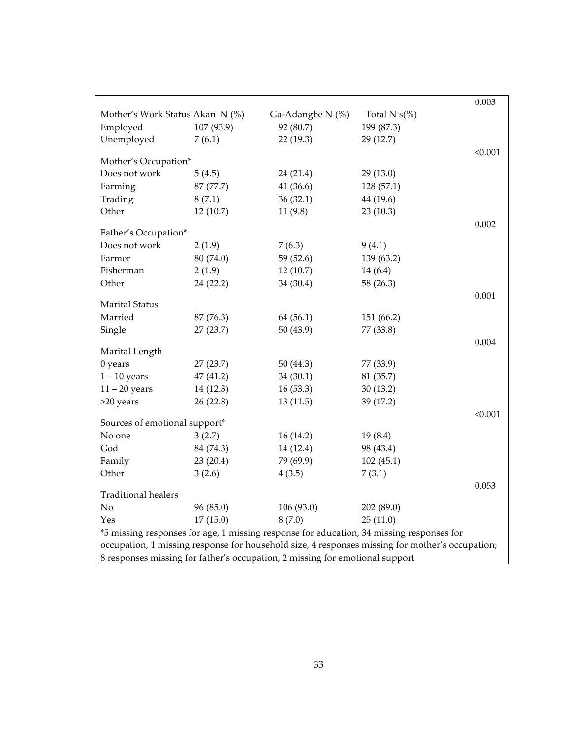| | | | | |
|---|---|---|---|---|
| | | | | 0.003 |
| Mother's Work Status | Akan N (%) | Ga-Adangbe N (%) | Total N s(%) | |
| Employed | 107 (93.9) | 92 (80.7) | 199 (87.3) | |
| Unemployed | 7 (6.1) | 22 (19.3) | 29 (12.7) | |
| | | | | <0.001 |
| Mother's Occupation* | | | | |
| Does not work | 5 (4.5) | 24 (21.4) | 29 (13.0) | |
| Farming | 87 (77.7) | 41 (36.6) | 128 (57.1) | |
| Trading | 8 (7.1) | 36 (32.1) | 44 (19.6) | |
| Other | 12 (10.7) | 11 (9.8) | 23 (10.3) | |
| | | | | 0.002 |
| Father's Occupation* | | | | |
| Does not work | 2 (1.9) | 7 (6.3) | 9 (4.1) | |
| Farmer | 80 (74.0) | 59 (52.6) | 139 (63.2) | |
| Fisherman | 2 (1.9) | 12 (10.7) | 14 (6.4) | |
| Other | 24 (22.2) | 34 (30.4) | 58 (26.3) | |
| | | | | 0.001 |
| Marital Status | | | | |
| Married | 87 (76.3) | 64 (56.1) | 151 (66.2) | |
| Single | 27 (23.7) | 50 (43.9) | 77 (33.8) | |
| | | | | 0.004 |
| Marital Length | | | | |
| 0 years | 27 (23.7) | 50 (44.3) | 77 (33.9) | |
| 1 – 10 years | 47 (41.2) | 34 (30.1) | 81 (35.7) | |
| 11 – 20 years | 14 (12.3) | 16 (53.3) | 30 (13.2) | |
| >20 years | 26 (22.8) | 13 (11.5) | 39 (17.2) | |
| | | | | <0.001 |
| Sources of emotional support* | | | | |
| No one | 3 (2.7) | 16 (14.2) | 19 (8.4) | |
| God | 84 (74.3) | 14 (12.4) | 98 (43.4) | |
| Family | 23 (20.4) | 79 (69.9) | 102 (45.1) | |
| Other | 3 (2.6) | 4 (3.5) | 7 (3.1) | |
| | | | | 0.053 |
| Traditional healers | | | | |
| No | 96 (85.0) | 106 (93.0) | 202 (89.0) | |
| Yes | 17 (15.0) | 8 (7.0) | 25 (11.0) | |

*5 missing responses for age, 1 missing response for education, 34 missing responses for occupation, 1 missing response for household size, 4 responses missing for mother's occupation; 8 responses missing for father's occupation, 2 missing for emotional support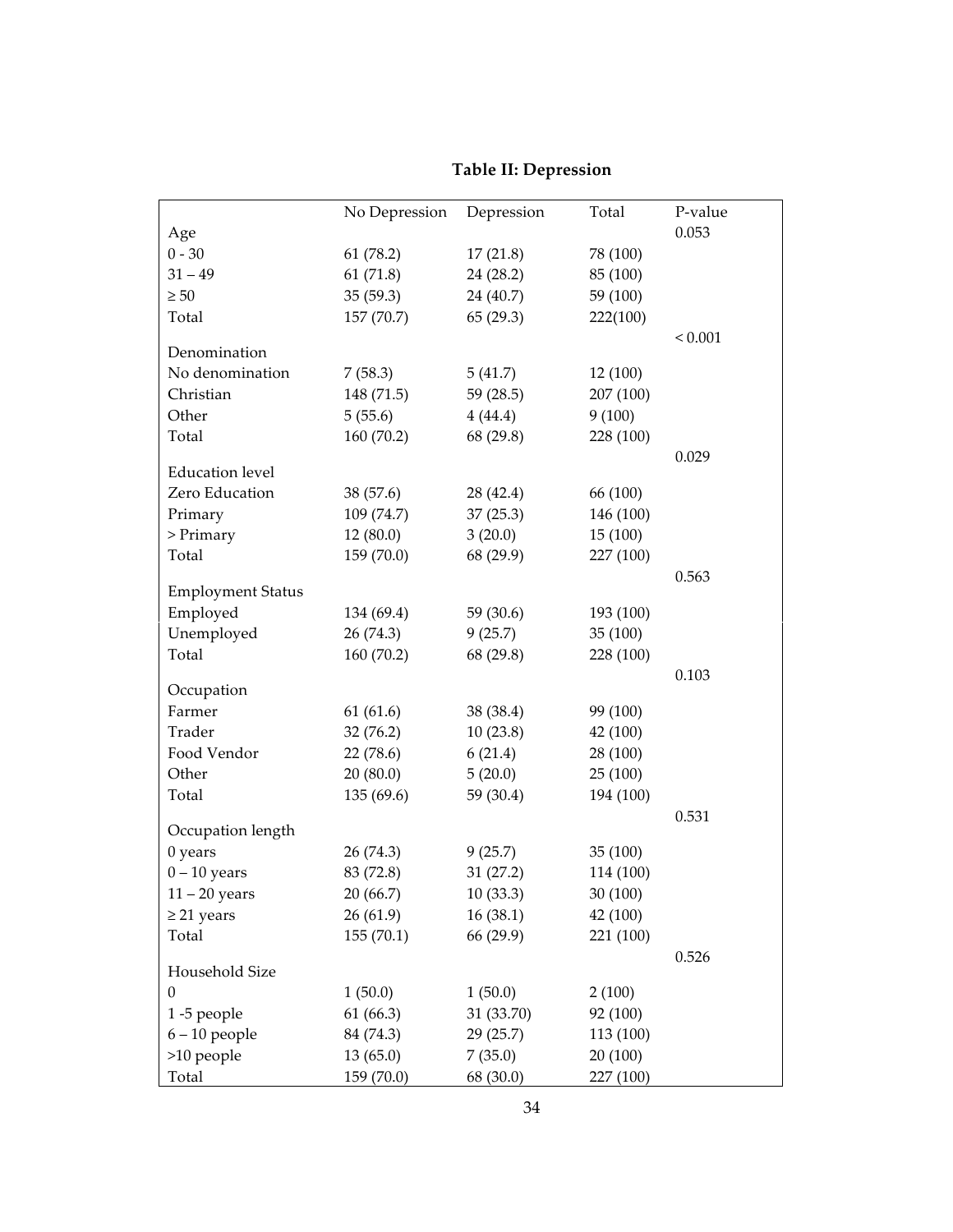**Table II: Depression**

| | No Depression | Depression | Total | P-value |
|---|---|---|---|---|
| Age | | | | 0.053 |
| 0 - 30 | 61 (78.2) | 17 (21.8) | 78 (100) | |
| 31 – 49 | 61 (71.8) | 24 (28.2) | 85 (100) | |
| ≥ 50 | 35 (59.3) | 24 (40.7) | 59 (100) | |
| Total | 157 (70.7) | 65 (29.3) | 222(100) | |
| Denomination | | | | < 0.001 |
| No denomination | 7 (58.3) | 5 (41.7) | 12 (100) | |
| Christian | 148 (71.5) | 59 (28.5) | 207 (100) | |
| Other | 5 (55.6) | 4 (44.4) | 9 (100) | |
| Total | 160 (70.2) | 68 (29.8) | 228 (100) | |
| Education level | | | | 0.029 |
| Zero Education | 38 (57.6) | 28 (42.4) | 66 (100) | |
| Primary | 109 (74.7) | 37 (25.3) | 146 (100) | |
| > Primary | 12 (80.0) | 3 (20.0) | 15 (100) | |
| Total | 159 (70.0) | 68 (29.9) | 227 (100) | |
| Employment Status | | | | 0.563 |
| Employed | 134 (69.4) | 59 (30.6) | 193 (100) | |
| Unemployed | 26 (74.3) | 9 (25.7) | 35 (100) | |
| Total | 160 (70.2) | 68 (29.8) | 228 (100) | |
| Occupation | | | | 0.103 |
| Farmer | 61 (61.6) | 38 (38.4) | 99 (100) | |
| Trader | 32 (76.2) | 10 (23.8) | 42 (100) | |
| Food Vendor | 22 (78.6) | 6 (21.4) | 28 (100) | |
| Other | 20 (80.0) | 5 (20.0) | 25 (100) | |
| Total | 135 (69.6) | 59 (30.4) | 194 (100) | |
| Occupation length | | | | 0.531 |
| 0 years | 26 (74.3) | 9 (25.7) | 35 (100) | |
| 0 – 10 years | 83 (72.8) | 31 (27.2) | 114 (100) | |
| 11 – 20 years | 20 (66.7) | 10 (33.3) | 30 (100) | |
| ≥ 21 years | 26 (61.9) | 16 (38.1) | 42 (100) | |
| Total | 155 (70.1) | 66 (29.9) | 221 (100) | |
| Household Size | | | | 0.526 |
| 0 | 1 (50.0) | 1 (50.0) | 2 (100) | |
| 1 -5 people | 61 (66.3) | 31 (33.70) | 92 (100) | |
| 6 – 10 people | 84 (74.3) | 29 (25.7) | 113 (100) | |
| >10 people | 13 (65.0) | 7 (35.0) | 20 (100) | |
| Total | 159 (70.0) | 68 (30.0) | 227 (100) | |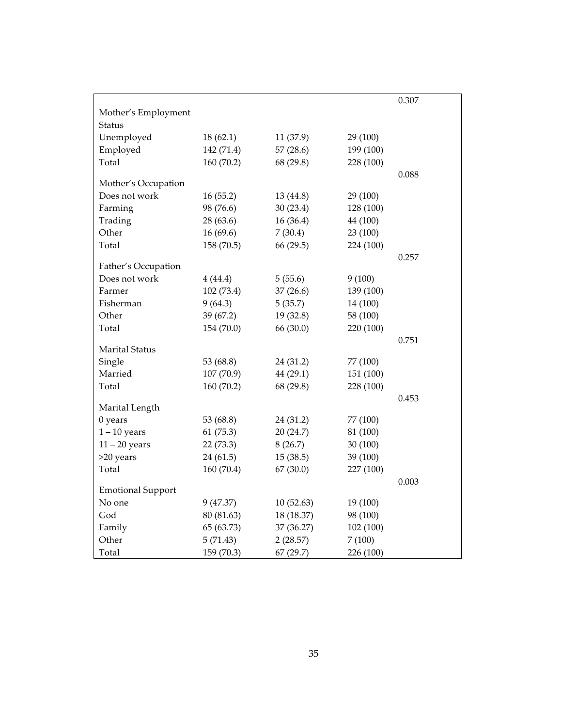| | | | | |
|---|---|---|---|---|
| | | | | 0.307 |
| Mother's Employment Status | | | | |
| Unemployed | 18 (62.1) | 11 (37.9) | 29 (100) | |
| Employed | 142 (71.4) | 57 (28.6) | 199 (100) | |
| Total | 160 (70.2) | 68 (29.8) | 228 (100) | |
| | | | | 0.088 |
| Mother's Occupation | | | | |
| Does not work | 16 (55.2) | 13 (44.8) | 29 (100) | |
| Farming | 98 (76.6) | 30 (23.4) | 128 (100) | |
| Trading | 28 (63.6) | 16 (36.4) | 44 (100) | |
| Other | 16 (69.6) | 7 (30.4) | 23 (100) | |
| Total | 158 (70.5) | 66 (29.5) | 224 (100) | |
| | | | | 0.257 |
| Father's Occupation | | | | |
| Does not work | 4 (44.4) | 5 (55.6) | 9 (100) | |
| Farmer | 102 (73.4) | 37 (26.6) | 139 (100) | |
| Fisherman | 9 (64.3) | 5 (35.7) | 14 (100) | |
| Other | 39 (67.2) | 19 (32.8) | 58 (100) | |
| Total | 154 (70.0) | 66 (30.0) | 220 (100) | |
| | | | | 0.751 |
| Marital Status | | | | |
| Single | 53 (68.8) | 24 (31.2) | 77 (100) | |
| Married | 107 (70.9) | 44 (29.1) | 151 (100) | |
| Total | 160 (70.2) | 68 (29.8) | 228 (100) | |
| | | | | 0.453 |
| Marital Length | | | | |
| 0 years | 53 (68.8) | 24 (31.2) | 77 (100) | |
| 1 – 10 years | 61 (75.3) | 20 (24.7) | 81 (100) | |
| 11 – 20 years | 22 (73.3) | 8 (26.7) | 30 (100) | |
| >20 years | 24 (61.5) | 15 (38.5) | 39 (100) | |
| Total | 160 (70.4) | 67 (30.0) | 227 (100) | |
| | | | | 0.003 |
| Emotional Support | | | | |
| No one | 9 (47.37) | 10 (52.63) | 19 (100) | |
| God | 80 (81.63) | 18 (18.37) | 98 (100) | |
| Family | 65 (63.73) | 37 (36.27) | 102 (100) | |
| Other | 5 (71.43) | 2 (28.57) | 7 (100) | |
| Total | 159 (70.3) | 67 (29.7) | 226 (100) | |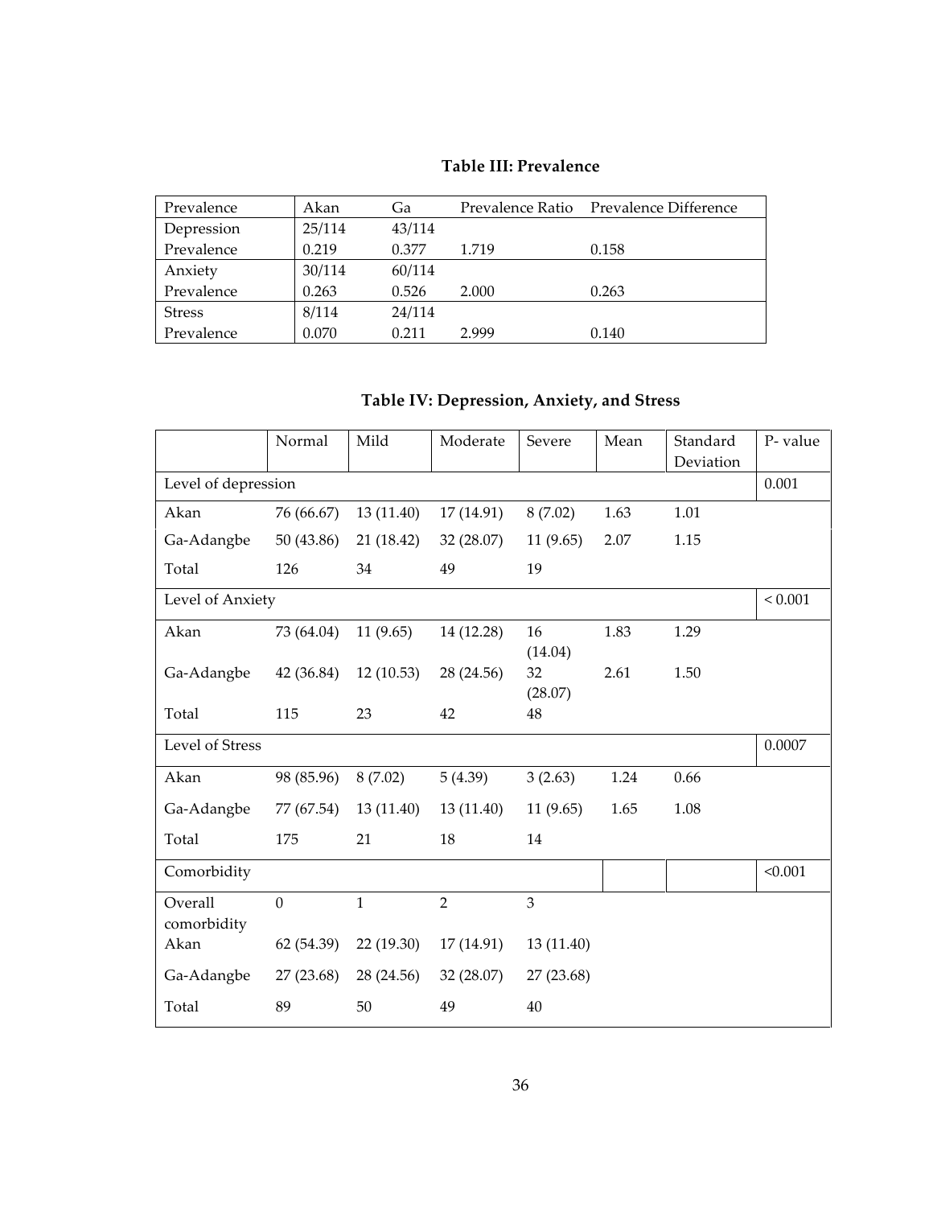**Table III: Prevalence**

| Prevalence | Akan | Ga | Prevalence Ratio | Prevalence Difference |
|---|---|---|---|---|
| Depression | 25/114 | 43/114 | | |
| Prevalence | 0.219 | 0.377 | 1.719 | 0.158 |
| Anxiety | 30/114 | 60/114 | | |
| Prevalence | 0.263 | 0.526 | 2.000 | 0.263 |
| Stress | 8/114 | 24/114 | | |
| Prevalence | 0.070 | 0.211 | 2.999 | 0.140 |

**Table IV: Depression, Anxiety, and Stress**

| | Normal | Mild | Moderate | Severe | Mean | Standard Deviation | P- value |
|---|---|---|---|---|---|---|---|
| Level of depression | | | | | | | 0.001 |
| Akan | 76 (66.67) | 13 (11.40) | 17 (14.91) | 8 (7.02) | 1.63 | 1.01 | |
| Ga-Adangbe | 50 (43.86) | 21 (18.42) | 32 (28.07) | 11 (9.65) | 2.07 | 1.15 | |
| Total | 126 | 34 | 49 | 19 | | | |
| Level of Anxiety | | | | | | | < 0.001 |
| Akan | 73 (64.04) | 11 (9.65) | 14 (12.28) | 16 (14.04) | 1.83 | 1.29 | |
| Ga-Adangbe | 42 (36.84) | 12 (10.53) | 28 (24.56) | 32 (28.07) | 2.61 | 1.50 | |
| Total | 115 | 23 | 42 | 48 | | | |
| Level of Stress | | | | | | | 0.0007 |
| Akan | 98 (85.96) | 8 (7.02) | 5 (4.39) | 3 (2.63) | 1.24 | 0.66 | |
| Ga-Adangbe | 77 (67.54) | 13 (11.40) | 13 (11.40) | 11 (9.65) | 1.65 | 1.08 | |
| Total | 175 | 21 | 18 | 14 | | | |
| Comorbidity | | | | | | | <0.001 |
| Overall comorbidity | 0 | 1 | 2 | 3 | | | |
| Akan | 62 (54.39) | 22 (19.30) | 17 (14.91) | 13 (11.40) | | | |
| Ga-Adangbe | 27 (23.68) | 28 (24.56) | 32 (28.07) | 27 (23.68) | | | |
| Total | 89 | 50 | 49 | 40 | | | |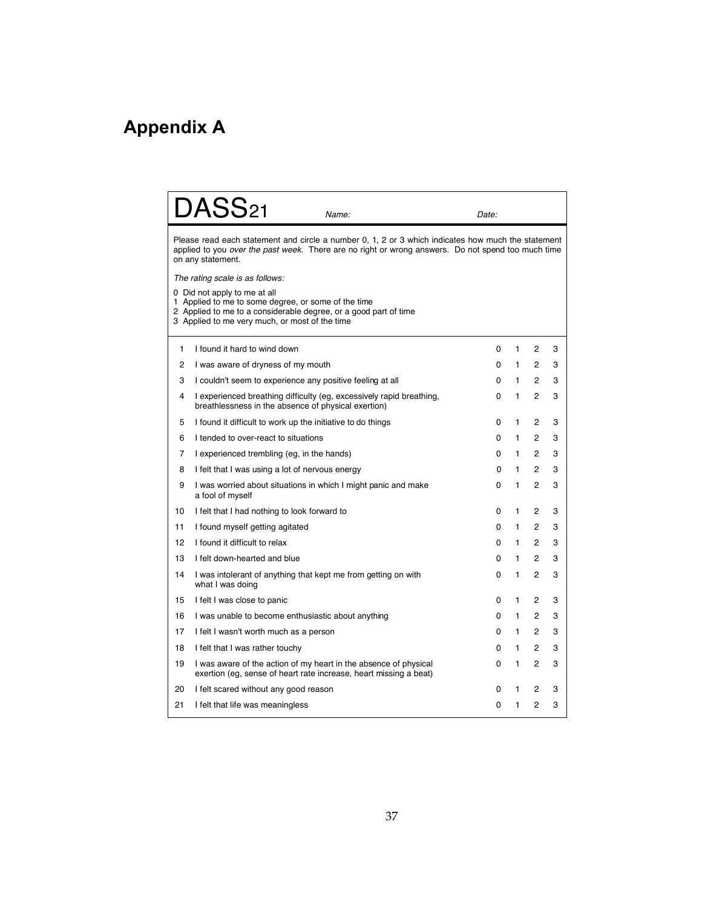# Appendix A

**DASS21** *Name:* *Date:*

Please read each statement and circle a number 0, 1, 2 or 3 which indicates how much the statement applied to you *over the past week*. There are no right or wrong answers. Do not spend too much time on any statement.

*The rating scale is as follows:*

0 Did not apply to me at all
1 Applied to me to some degree, or some of the time
2 Applied to me to a considerable degree, or a good part of time
3 Applied to me very much, or most of the time

| | | | | | |
|---|---|---|---|---|---|
| 1 | I found it hard to wind down | 0 | 1 | 2 | 3 |
| 2 | I was aware of dryness of my mouth | 0 | 1 | 2 | 3 |
| 3 | I couldn't seem to experience any positive feeling at all | 0 | 1 | 2 | 3 |
| 4 | I experienced breathing difficulty (eg, excessively rapid breathing, breathlessness in the absence of physical exertion) | 0 | 1 | 2 | 3 |
| 5 | I found it difficult to work up the initiative to do things | 0 | 1 | 2 | 3 |
| 6 | I tended to over-react to situations | 0 | 1 | 2 | 3 |
| 7 | I experienced trembling (eg, in the hands) | 0 | 1 | 2 | 3 |
| 8 | I felt that I was using a lot of nervous energy | 0 | 1 | 2 | 3 |
| 9 | I was worried about situations in which I might panic and make a fool of myself | 0 | 1 | 2 | 3 |
| 10 | I felt that I had nothing to look forward to | 0 | 1 | 2 | 3 |
| 11 | I found myself getting agitated | 0 | 1 | 2 | 3 |
| 12 | I found it difficult to relax | 0 | 1 | 2 | 3 |
| 13 | I felt down-hearted and blue | 0 | 1 | 2 | 3 |
| 14 | I was intolerant of anything that kept me from getting on with what I was doing | 0 | 1 | 2 | 3 |
| 15 | I felt I was close to panic | 0 | 1 | 2 | 3 |
| 16 | I was unable to become enthusiastic about anything | 0 | 1 | 2 | 3 |
| 17 | I felt I wasn't worth much as a person | 0 | 1 | 2 | 3 |
| 18 | I felt that I was rather touchy | 0 | 1 | 2 | 3 |
| 19 | I was aware of the action of my heart in the absence of physical exertion (eg, sense of heart rate increase, heart missing a beat) | 0 | 1 | 2 | 3 |
| 20 | I felt scared without any good reason | 0 | 1 | 2 | 3 |
| 21 | I felt that life was meaningless | 0 | 1 | 2 | 3 |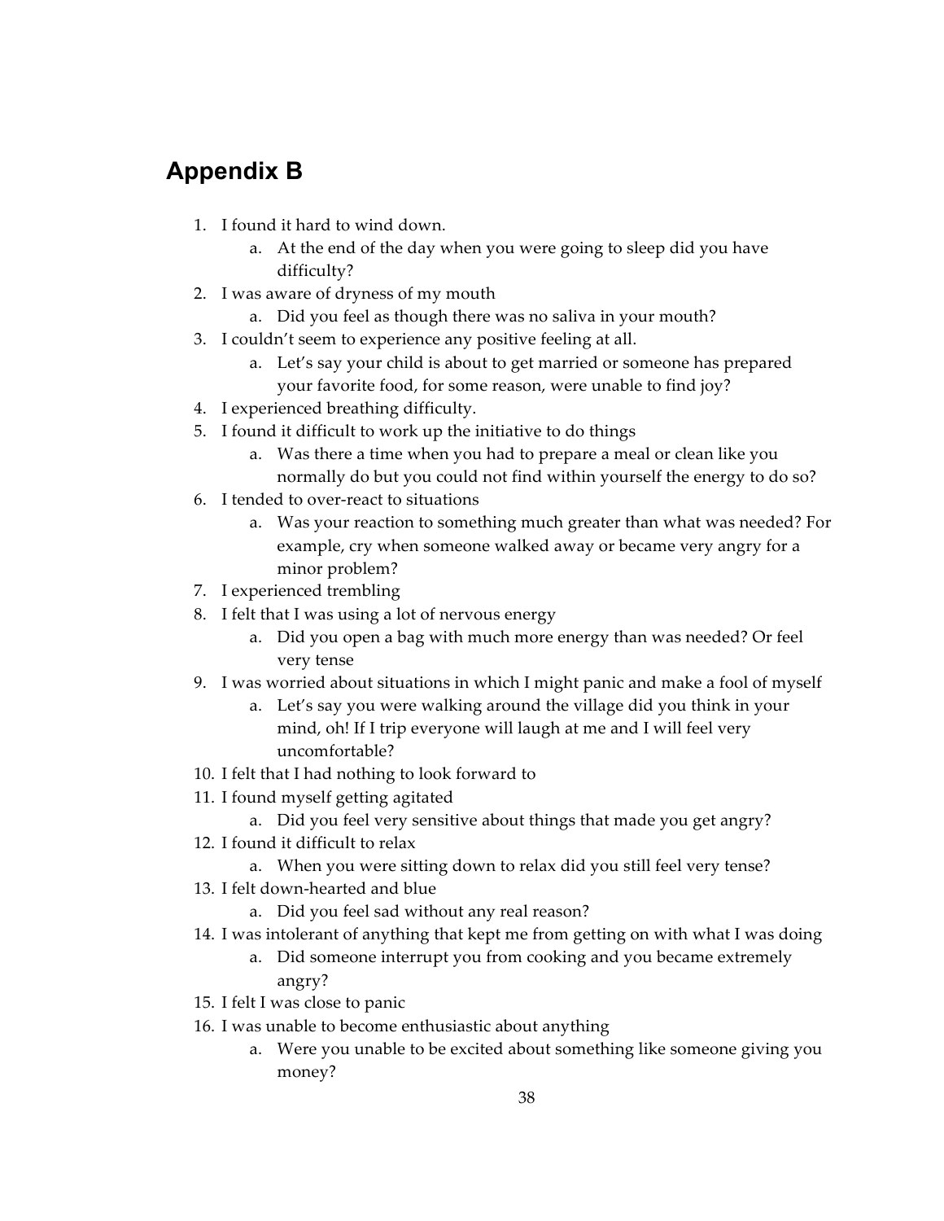## Appendix B

1. I found it hard to wind down.
    a. At the end of the day when you were going to sleep did you have difficulty?
2. I was aware of dryness of my mouth
    a. Did you feel as though there was no saliva in your mouth?
3. I couldn't seem to experience any positive feeling at all.
    a. Let's say your child is about to get married or someone has prepared your favorite food, for some reason, were unable to find joy?
4. I experienced breathing difficulty.
5. I found it difficult to work up the initiative to do things
    a. Was there a time when you had to prepare a meal or clean like you normally do but you could not find within yourself the energy to do so?
6. I tended to over-react to situations
    a. Was your reaction to something much greater than what was needed? For example, cry when someone walked away or became very angry for a minor problem?
7. I experienced trembling
8. I felt that I was using a lot of nervous energy
    a. Did you open a bag with much more energy than was needed? Or feel very tense
9. I was worried about situations in which I might panic and make a fool of myself
    a. Let's say you were walking around the village did you think in your mind, oh! If I trip everyone will laugh at me and I will feel very uncomfortable?
10. I felt that I had nothing to look forward to
11. I found myself getting agitated
    a. Did you feel very sensitive about things that made you get angry?
12. I found it difficult to relax
    a. When you were sitting down to relax did you still feel very tense?
13. I felt down-hearted and blue
    a. Did you feel sad without any real reason?
14. I was intolerant of anything that kept me from getting on with what I was doing
    a. Did someone interrupt you from cooking and you became extremely angry?
15. I felt I was close to panic
16. I was unable to become enthusiastic about anything
    a. Were you unable to be excited about something like someone giving you money?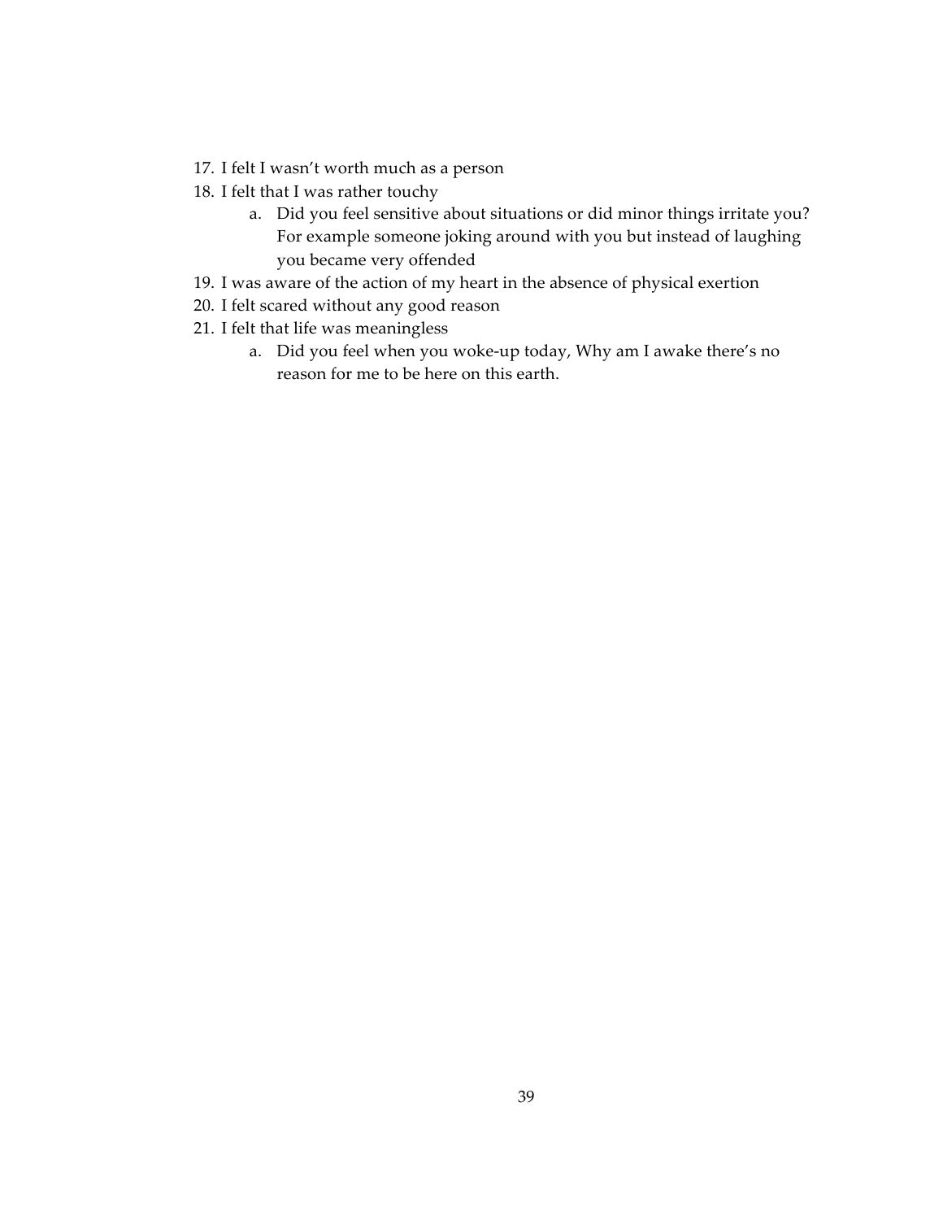17. I felt I wasn't worth much as a person
18. I felt that I was rather touchy
    a. Did you feel sensitive about situations or did minor things irritate you? For example someone joking around with you but instead of laughing you became very offended
19. I was aware of the action of my heart in the absence of physical exertion
20. I felt scared without any good reason
21. I felt that life was meaningless
    a. Did you feel when you woke-up today, Why am I awake there's no reason for me to be here on this earth.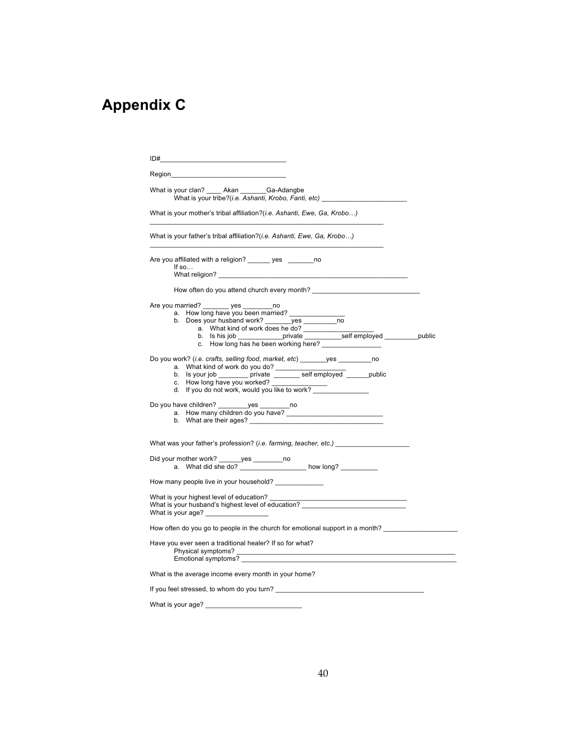# Appendix C

ID#________________________________

Region______________________________

What is your clan? ____ Akan _______Ga-Adangbe
    What is your tribe?(*i.e. Ashanti, Krobo, Fanti, etc)* ______________________

What is your mother's tribal affiliation?(*i.e. Ashanti, Ewe, Ga, Krobo…)*
______________________________________________________________

What is your father's tribal affiliation?(*i.e. Ashanti, Ewe, Ga, Krobo…)*
______________________________________________________________

Are you affiliated with a religion? ______ yes _______no
    If so…
    What religion? ________________________________________________

    How often do you attend church every month? ____________________________

Are you married? _______ yes ________no

- a. How long have you been married? _______________
- b. Does your husband work? _______yes _________no
    - a. What kind of work does he do? ___________________
    - b. Is his job ____________private __________self employed _________public
    - c. How long has he been working here? ________________

Do you work? (*i.e. crafts, selling food, market, etc*) _______yes _________no

- a. What kind of work do you do? ___________________
- b. Is your job ________ private _______ self employed ______public
- c. How long have you worked? _______________
- d. If you do not work, would you like to work? ______________

Do you have children? ________yes ________no

- a. How many children do you have? _________________________
- b. What are their ages? ___________________________________

What was your father's profession? (*i.e. farming, teacher, etc.)* ___________________

Did your mother work? ______yes ________no

- a. What did she do? _________________ how long? __________

How many people live in your household? ____________

What is your highest level of education? ____________________________________
What is your husband's highest level of education? ___________________________
What is your age? ________________

How often do you go to people in the church for emotional support in a month? ___________________

Have you ever seen a traditional healer? If so for what?
    Physical symptoms? _____________________________________________________________
    Emotional symptoms? ____________________________________________________________

What is the average income every month in your home?

If you feel stressed, to whom do you turn? ______________________________________

What is your age? _________________________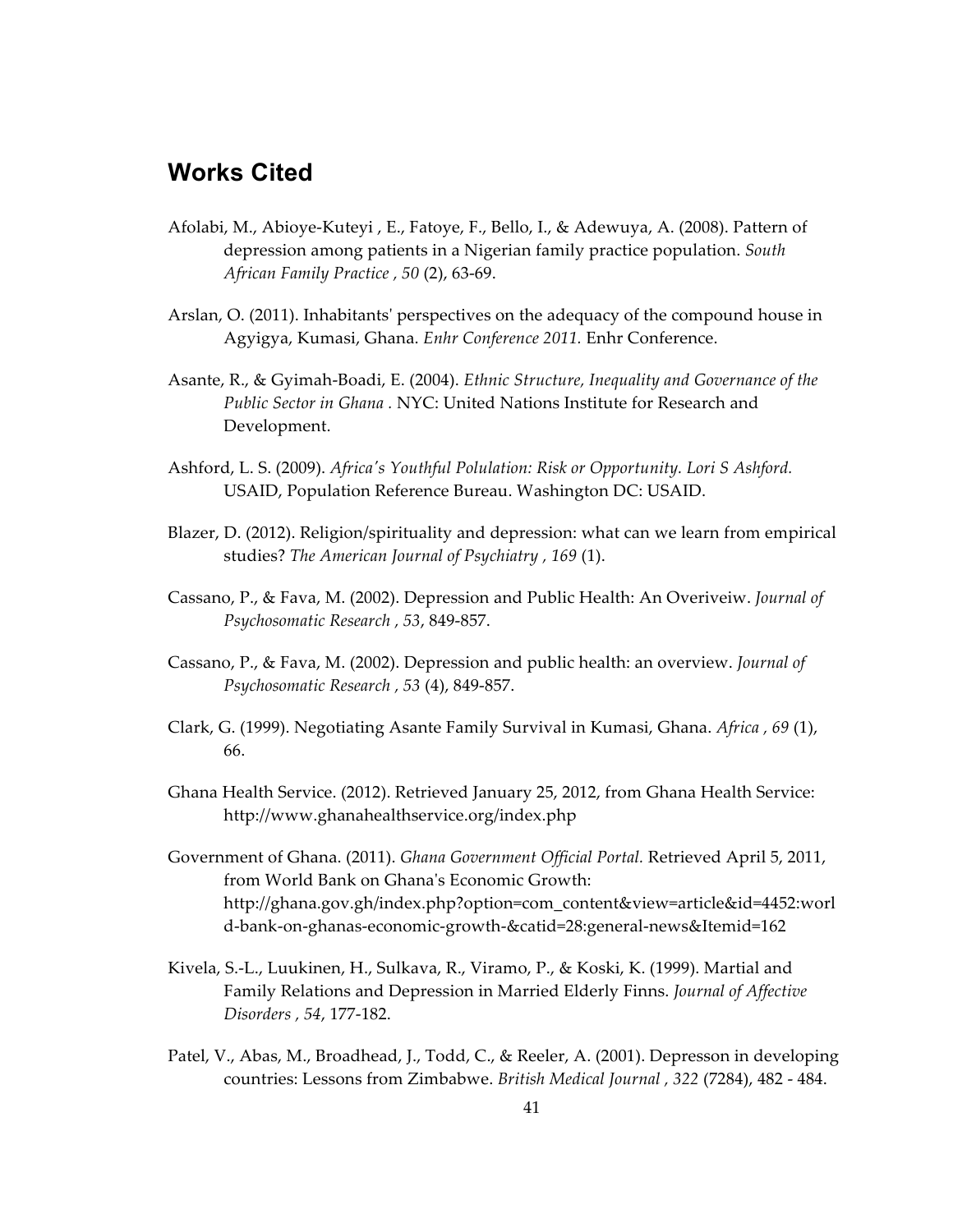## Works Cited

Afolabi, M., Abioye-Kuteyi , E., Fatoye, F., Bello, I., & Adewuya, A. (2008). Pattern of depression among patients in a Nigerian family practice population. *South African Family Practice , 50* (2), 63-69.

Arslan, O. (2011). Inhabitants' perspectives on the adequacy of the compound house in Agyigya, Kumasi, Ghana. *Enhr Conference 2011.* Enhr Conference.

Asante, R., & Gyimah-Boadi, E. (2004). *Ethnic Structure, Inequality and Governance of the Public Sector in Ghana .* NYC: United Nations Institute for Research and Development.

Ashford, L. S. (2009). *Africa's Youthful Polulation: Risk or Opportunity. Lori S Ashford.* USAID, Population Reference Bureau. Washington DC: USAID.

Blazer, D. (2012). Religion/spirituality and depression: what can we learn from empirical studies? *The American Journal of Psychiatry , 169* (1).

Cassano, P., & Fava, M. (2002). Depression and Public Health: An Overiveiw. *Journal of Psychosomatic Research , 53*, 849-857.

Cassano, P., & Fava, M. (2002). Depression and public health: an overview. *Journal of Psychosomatic Research , 53* (4), 849-857.

Clark, G. (1999). Negotiating Asante Family Survival in Kumasi, Ghana. *Africa , 69* (1), 66.

Ghana Health Service. (2012). Retrieved January 25, 2012, from Ghana Health Service: http://www.ghanahealthservice.org/index.php

Government of Ghana. (2011). *Ghana Government Official Portal.* Retrieved April 5, 2011, from World Bank on Ghana's Economic Growth: http://ghana.gov.gh/index.php?option=com_content&view=article&id=4452:world-bank-on-ghanas-economic-growth-&catid=28:general-news&Itemid=162

Kivela, S.-L., Luukinen, H., Sulkava, R., Viramo, P., & Koski, K. (1999). Martial and Family Relations and Depression in Married Elderly Finns. *Journal of Affective Disorders , 54*, 177-182.

Patel, V., Abas, M., Broadhead, J., Todd, C., & Reeler, A. (2001). Depresson in developing countries: Lessons from Zimbabwe. *British Medical Journal , 322* (7284), 482 - 484.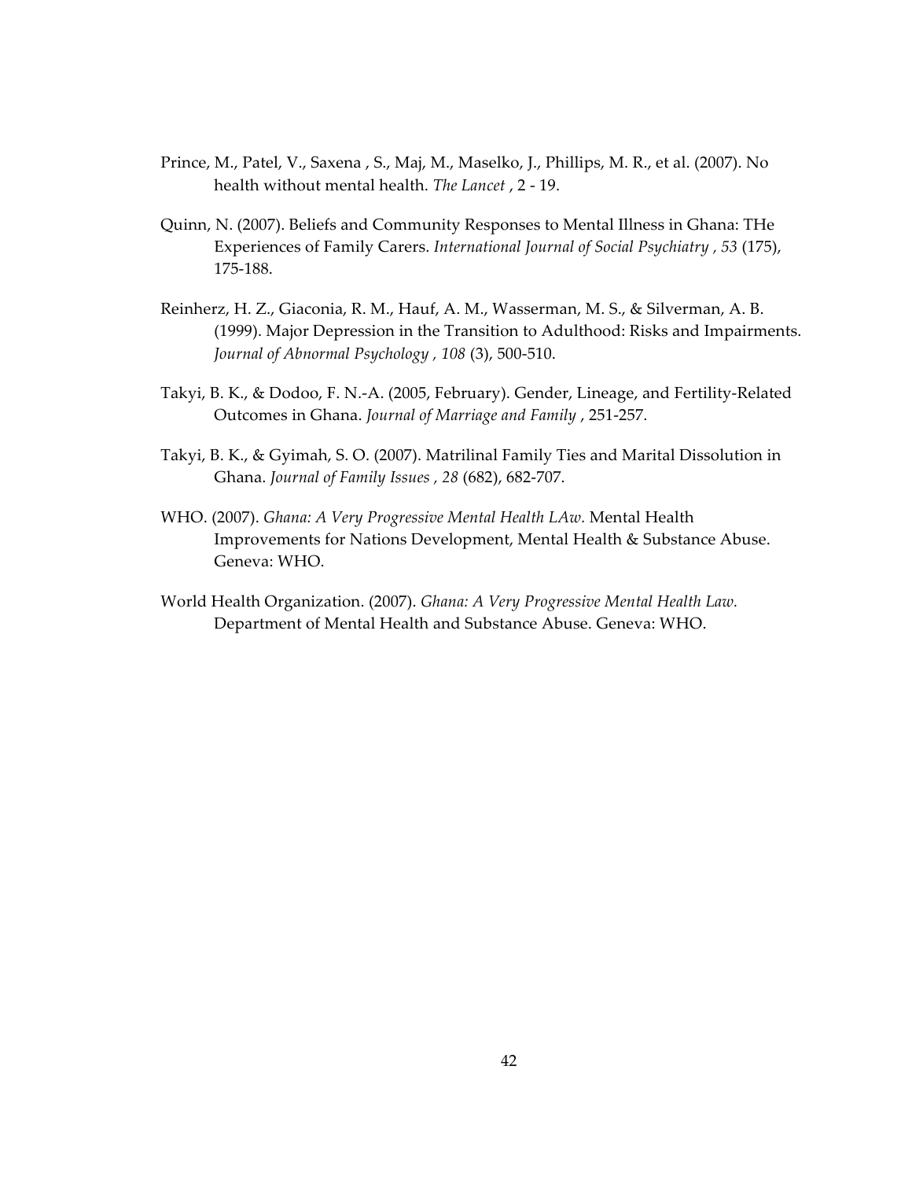Prince, M., Patel, V., Saxena , S., Maj, M., Maselko, J., Phillips, M. R., et al. (2007). No health without mental health. *The Lancet* , 2 - 19.

Quinn, N. (2007). Beliefs and Community Responses to Mental Illness in Ghana: THe Experiences of Family Carers. *International Journal of Social Psychiatry , 53* (175), 175-188.

Reinherz, H. Z., Giaconia, R. M., Hauf, A. M., Wasserman, M. S., & Silverman, A. B. (1999). Major Depression in the Transition to Adulthood: Risks and Impairments. *Journal of Abnormal Psychology , 108* (3), 500-510.

Takyi, B. K., & Dodoo, F. N.-A. (2005, February). Gender, Lineage, and Fertility-Related Outcomes in Ghana. *Journal of Marriage and Family* , 251-257.

Takyi, B. K., & Gyimah, S. O. (2007). Matrilinal Family Ties and Marital Dissolution in Ghana. *Journal of Family Issues , 28* (682), 682-707.

WHO. (2007). *Ghana: A Very Progressive Mental Health LAw.* Mental Health Improvements for Nations Development, Mental Health & Substance Abuse. Geneva: WHO.

World Health Organization. (2007). *Ghana: A Very Progressive Mental Health Law.* Department of Mental Health and Substance Abuse. Geneva: WHO.